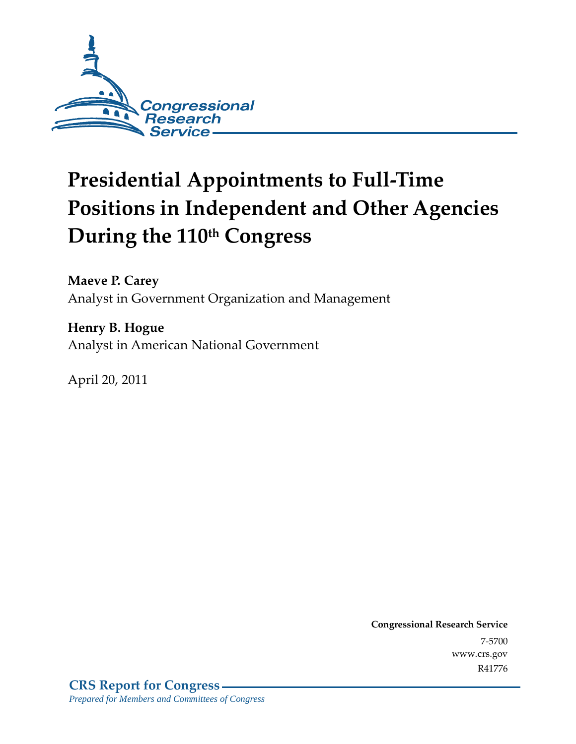Congressional Research Service

# Presidential Appointments to Full-Time Positions in Independent and Other Agencies During the 110th Congress

**Maeve P. Carey**
Analyst in Government Organization and Management

**Henry B. Hogue**
Analyst in American National Government

April 20, 2011

**Congressional Research Service**
7-5700
www.crs.gov
R41776

**CRS Report for Congress**
*Prepared for Members and Committees of Congress*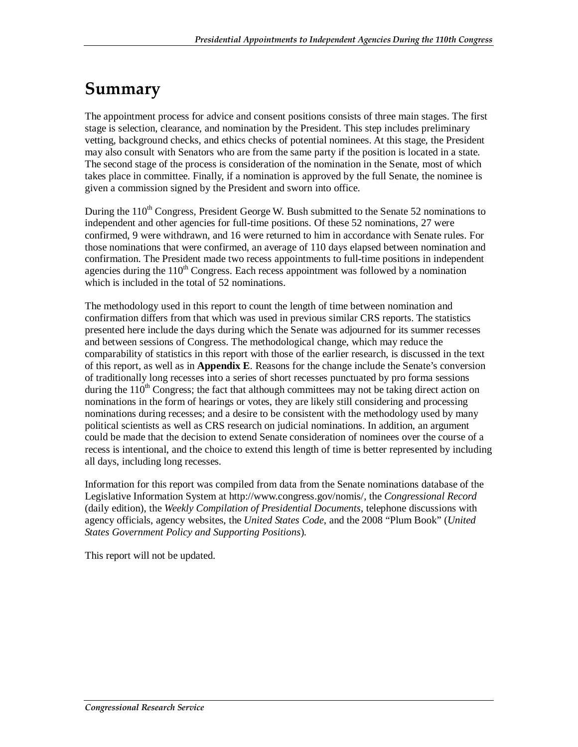# Summary

The appointment process for advice and consent positions consists of three main stages. The first stage is selection, clearance, and nomination by the President. This step includes preliminary vetting, background checks, and ethics checks of potential nominees. At this stage, the President may also consult with Senators who are from the same party if the position is located in a state. The second stage of the process is consideration of the nomination in the Senate, most of which takes place in committee. Finally, if a nomination is approved by the full Senate, the nominee is given a commission signed by the President and sworn into office.

During the 110th Congress, President George W. Bush submitted to the Senate 52 nominations to independent and other agencies for full-time positions. Of these 52 nominations, 27 were confirmed, 9 were withdrawn, and 16 were returned to him in accordance with Senate rules. For those nominations that were confirmed, an average of 110 days elapsed between nomination and confirmation. The President made two recess appointments to full-time positions in independent agencies during the 110th Congress. Each recess appointment was followed by a nomination which is included in the total of 52 nominations.

The methodology used in this report to count the length of time between nomination and confirmation differs from that which was used in previous similar CRS reports. The statistics presented here include the days during which the Senate was adjourned for its summer recesses and between sessions of Congress. The methodological change, which may reduce the comparability of statistics in this report with those of the earlier research, is discussed in the text of this report, as well as in **Appendix E**. Reasons for the change include the Senate's conversion of traditionally long recesses into a series of short recesses punctuated by pro forma sessions during the 110th Congress; the fact that although committees may not be taking direct action on nominations in the form of hearings or votes, they are likely still considering and processing nominations during recesses; and a desire to be consistent with the methodology used by many political scientists as well as CRS research on judicial nominations. In addition, an argument could be made that the decision to extend Senate consideration of nominees over the course of a recess is intentional, and the choice to extend this length of time is better represented by including all days, including long recesses.

Information for this report was compiled from data from the Senate nominations database of the Legislative Information System at http://www.congress.gov/nomis/, the *Congressional Record* (daily edition), the *Weekly Compilation of Presidential Documents*, telephone discussions with agency officials, agency websites, the *United States Code*, and the 2008 "Plum Book" (*United States Government Policy and Supporting Positions*).

This report will not be updated.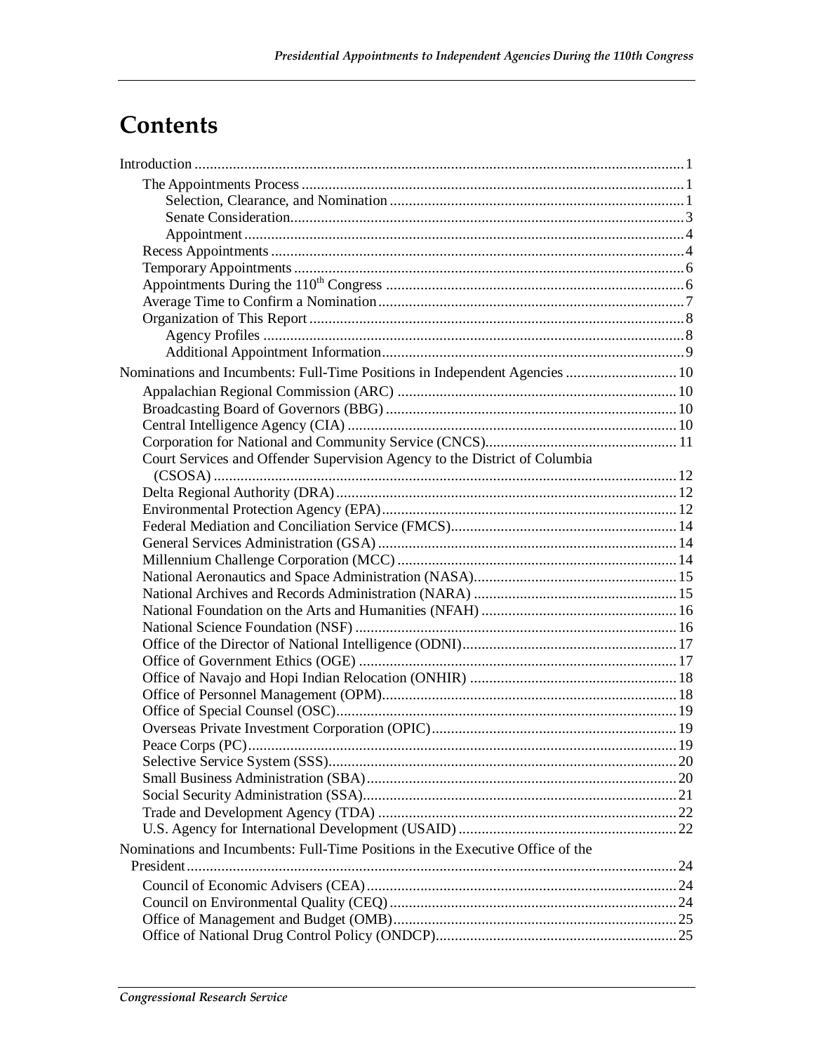# Contents

- Introduction ... 1
  - The Appointments Process ... 1
    - Selection, Clearance, and Nomination ... 1
    - Senate Consideration ... 3
    - Appointment ... 4
  - Recess Appointments ... 4
  - Temporary Appointments ... 6
  - Appointments During the 110th Congress ... 6
  - Average Time to Confirm a Nomination ... 7
  - Organization of This Report ... 8
    - Agency Profiles ... 8
    - Additional Appointment Information ... 9
- Nominations and Incumbents: Full-Time Positions in Independent Agencies ... 10
  - Appalachian Regional Commission (ARC) ... 10
  - Broadcasting Board of Governors (BBG) ... 10
  - Central Intelligence Agency (CIA) ... 10
  - Corporation for National and Community Service (CNCS) ... 11
  - Court Services and Offender Supervision Agency to the District of Columbia (CSOSA) ... 12
  - Delta Regional Authority (DRA) ... 12
  - Environmental Protection Agency (EPA) ... 12
  - Federal Mediation and Conciliation Service (FMCS) ... 14
  - General Services Administration (GSA) ... 14
  - Millennium Challenge Corporation (MCC) ... 14
  - National Aeronautics and Space Administration (NASA) ... 15
  - National Archives and Records Administration (NARA) ... 15
  - National Foundation on the Arts and Humanities (NFAH) ... 16
  - National Science Foundation (NSF) ... 16
  - Office of the Director of National Intelligence (ODNI) ... 17
  - Office of Government Ethics (OGE) ... 17
  - Office of Navajo and Hopi Indian Relocation (ONHIR) ... 18
  - Office of Personnel Management (OPM) ... 18
  - Office of Special Counsel (OSC) ... 19
  - Overseas Private Investment Corporation (OPIC) ... 19
  - Peace Corps (PC) ... 19
  - Selective Service System (SSS) ... 20
  - Small Business Administration (SBA) ... 20
  - Social Security Administration (SSA) ... 21
  - Trade and Development Agency (TDA) ... 22
  - U.S. Agency for International Development (USAID) ... 22
- Nominations and Incumbents: Full-Time Positions in the Executive Office of the President ... 24
  - Council of Economic Advisers (CEA) ... 24
  - Council on Environmental Quality (CEQ) ... 24
  - Office of Management and Budget (OMB) ... 25
  - Office of National Drug Control Policy (ONDCP) ... 25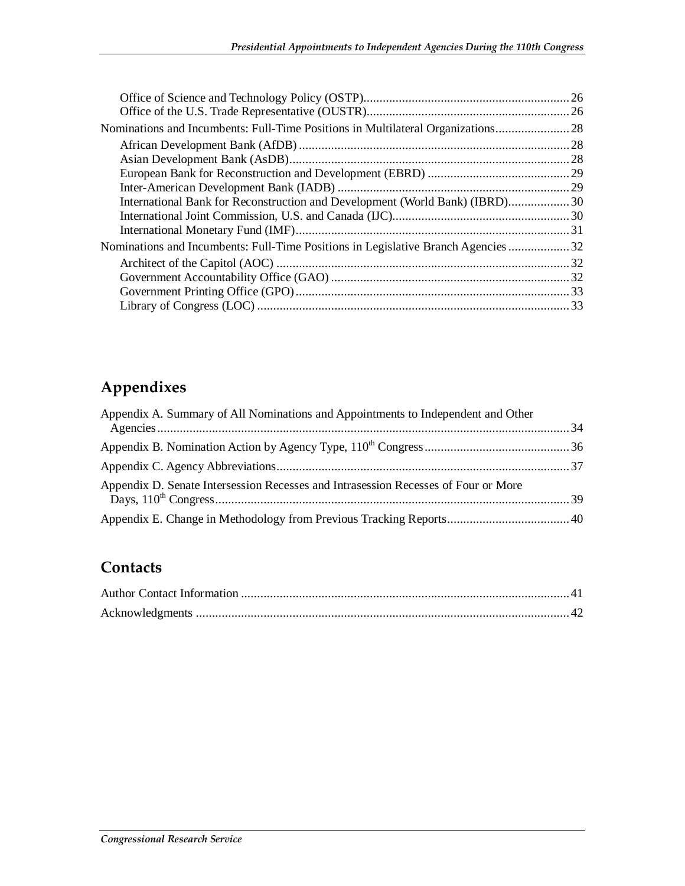Office of Science and Technology Policy (OSTP)................................................................ 26
Office of the U.S. Trade Representative (OUSTR)............................................................... 26

Nominations and Incumbents: Full-Time Positions in Multilateral Organizations....................... 28

African Development Bank (AfDB) .................................................................................... 28
Asian Development Bank (AsDB)....................................................................................... 28
European Bank for Reconstruction and Development (EBRD) ............................................ 29
Inter-American Development Bank (IADB) ........................................................................ 29
International Bank for Reconstruction and Development (World Bank) (IBRD)................... 30
International Joint Commission, U.S. and Canada (IJC)....................................................... 30
International Monetary Fund (IMF).................................................................................... 31

Nominations and Incumbents: Full-Time Positions in Legislative Branch Agencies ................... 32

Architect of the Capitol (AOC) ........................................................................................... 32
Government Accountability Office (GAO) .......................................................................... 32
Government Printing Office (GPO)..................................................................................... 33
Library of Congress (LOC) ................................................................................................. 33

## Appendixes

Appendix A. Summary of All Nominations and Appointments to Independent and Other Agencies................................................................................................................................ 34

Appendix B. Nomination Action by Agency Type, 110th Congress............................................. 36

Appendix C. Agency Abbreviations........................................................................................... 37

Appendix D. Senate Intersession Recesses and Intrasession Recesses of Four or More Days, 110th Congress.............................................................................................................. 39

Appendix E. Change in Methodology from Previous Tracking Reports...................................... 40

## Contacts

Author Contact Information ...................................................................................................... 41

Acknowledgments .................................................................................................................... 42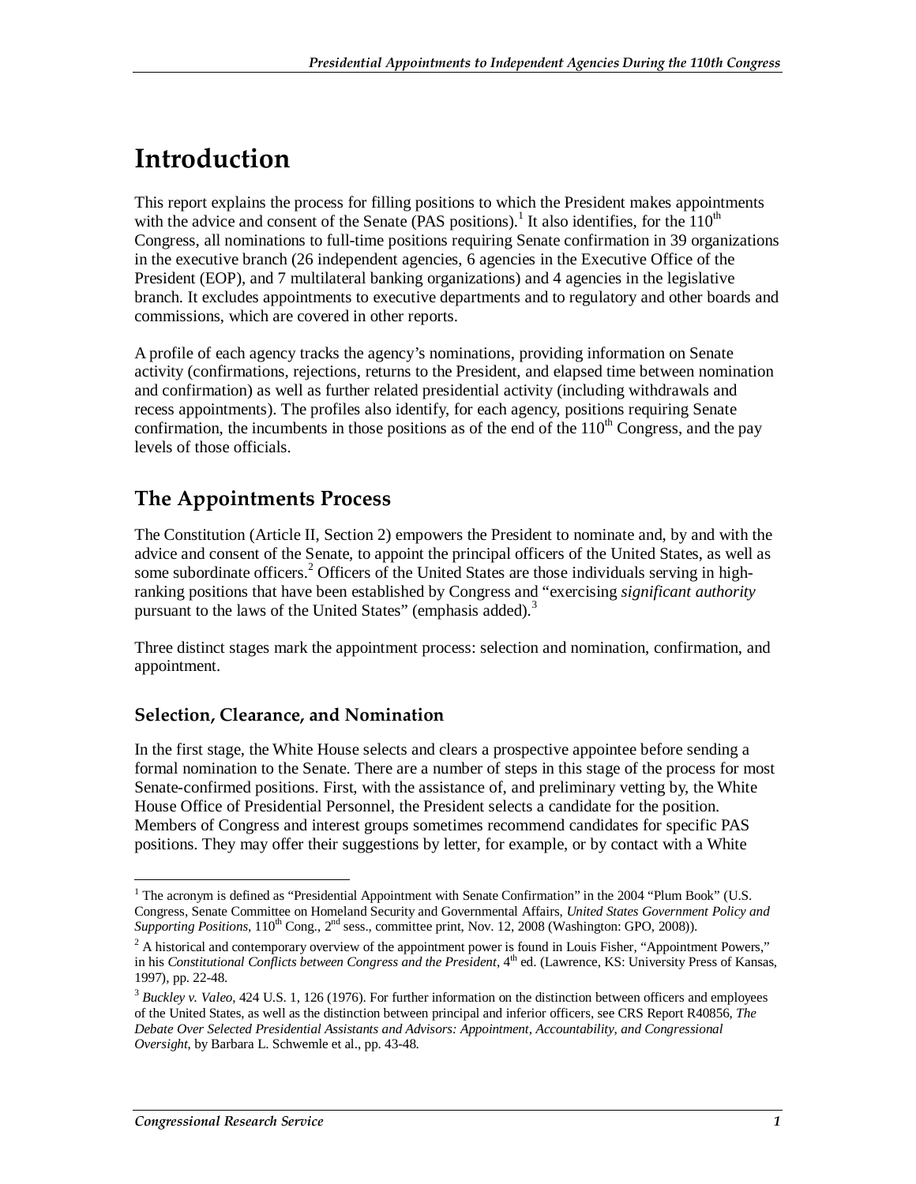# Introduction

This report explains the process for filling positions to which the President makes appointments with the advice and consent of the Senate (PAS positions).[1] It also identifies, for the 110th Congress, all nominations to full-time positions requiring Senate confirmation in 39 organizations in the executive branch (26 independent agencies, 6 agencies in the Executive Office of the President (EOP), and 7 multilateral banking organizations) and 4 agencies in the legislative branch. It excludes appointments to executive departments and to regulatory and other boards and commissions, which are covered in other reports.

A profile of each agency tracks the agency's nominations, providing information on Senate activity (confirmations, rejections, returns to the President, and elapsed time between nomination and confirmation) as well as further related presidential activity (including withdrawals and recess appointments). The profiles also identify, for each agency, positions requiring Senate confirmation, the incumbents in those positions as of the end of the 110th Congress, and the pay levels of those officials.

## The Appointments Process

The Constitution (Article II, Section 2) empowers the President to nominate and, by and with the advice and consent of the Senate, to appoint the principal officers of the United States, as well as some subordinate officers.[2] Officers of the United States are those individuals serving in high-ranking positions that have been established by Congress and "exercising *significant authority* pursuant to the laws of the United States" (emphasis added).[3]

Three distinct stages mark the appointment process: selection and nomination, confirmation, and appointment.

### Selection, Clearance, and Nomination

In the first stage, the White House selects and clears a prospective appointee before sending a formal nomination to the Senate. There are a number of steps in this stage of the process for most Senate-confirmed positions. First, with the assistance of, and preliminary vetting by, the White House Office of Presidential Personnel, the President selects a candidate for the position. Members of Congress and interest groups sometimes recommend candidates for specific PAS positions. They may offer their suggestions by letter, for example, or by contact with a White

---

[1] The acronym is defined as "Presidential Appointment with Senate Confirmation" in the 2004 "Plum Book" (U.S. Congress, Senate Committee on Homeland Security and Governmental Affairs, *United States Government Policy and Supporting Positions*, 110th Cong., 2nd sess., committee print, Nov. 12, 2008 (Washington: GPO, 2008)).

[2] A historical and contemporary overview of the appointment power is found in Louis Fisher, "Appointment Powers," in his *Constitutional Conflicts between Congress and the President*, 4th ed. (Lawrence, KS: University Press of Kansas, 1997), pp. 22-48.

[3] *Buckley v. Valeo*, 424 U.S. 1, 126 (1976). For further information on the distinction between officers and employees of the United States, as well as the distinction between principal and inferior officers, see CRS Report R40856, *The Debate Over Selected Presidential Assistants and Advisors: Appointment, Accountability, and Congressional Oversight*, by Barbara L. Schwemle et al., pp. 43-48.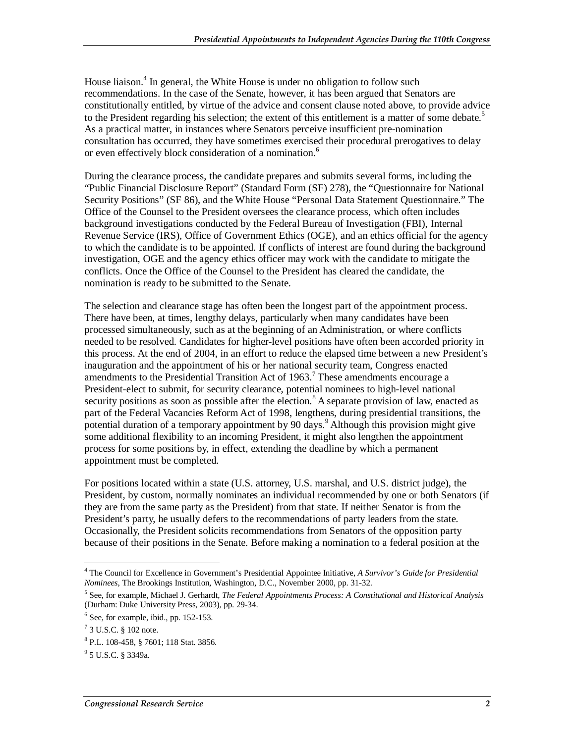House liaison.[4] In general, the White House is under no obligation to follow such recommendations. In the case of the Senate, however, it has been argued that Senators are constitutionally entitled, by virtue of the advice and consent clause noted above, to provide advice to the President regarding his selection; the extent of this entitlement is a matter of some debate.[5] As a practical matter, in instances where Senators perceive insufficient pre-nomination consultation has occurred, they have sometimes exercised their procedural prerogatives to delay or even effectively block consideration of a nomination.[6]

During the clearance process, the candidate prepares and submits several forms, including the "Public Financial Disclosure Report" (Standard Form (SF) 278), the "Questionnaire for National Security Positions" (SF 86), and the White House "Personal Data Statement Questionnaire." The Office of the Counsel to the President oversees the clearance process, which often includes background investigations conducted by the Federal Bureau of Investigation (FBI), Internal Revenue Service (IRS), Office of Government Ethics (OGE), and an ethics official for the agency to which the candidate is to be appointed. If conflicts of interest are found during the background investigation, OGE and the agency ethics officer may work with the candidate to mitigate the conflicts. Once the Office of the Counsel to the President has cleared the candidate, the nomination is ready to be submitted to the Senate.

The selection and clearance stage has often been the longest part of the appointment process. There have been, at times, lengthy delays, particularly when many candidates have been processed simultaneously, such as at the beginning of an Administration, or where conflicts needed to be resolved. Candidates for higher-level positions have often been accorded priority in this process. At the end of 2004, in an effort to reduce the elapsed time between a new President's inauguration and the appointment of his or her national security team, Congress enacted amendments to the Presidential Transition Act of 1963.[7] These amendments encourage a President-elect to submit, for security clearance, potential nominees to high-level national security positions as soon as possible after the election.[8] A separate provision of law, enacted as part of the Federal Vacancies Reform Act of 1998, lengthens, during presidential transitions, the potential duration of a temporary appointment by 90 days.[9] Although this provision might give some additional flexibility to an incoming President, it might also lengthen the appointment process for some positions by, in effect, extending the deadline by which a permanent appointment must be completed.

For positions located within a state (U.S. attorney, U.S. marshal, and U.S. district judge), the President, by custom, normally nominates an individual recommended by one or both Senators (if they are from the same party as the President) from that state. If neither Senator is from the President's party, he usually defers to the recommendations of party leaders from the state. Occasionally, the President solicits recommendations from Senators of the opposition party because of their positions in the Senate. Before making a nomination to a federal position at the

---

[4] The Council for Excellence in Government's Presidential Appointee Initiative, *A Survivor's Guide for Presidential Nominees,* The Brookings Institution, Washington, D.C., November 2000, pp. 31-32.

[5] See, for example, Michael J. Gerhardt, *The Federal Appointments Process: A Constitutional and Historical Analysis* (Durham: Duke University Press, 2003), pp. 29-34.

[6] See, for example, ibid., pp. 152-153.

[7] 3 U.S.C. § 102 note.

[8] P.L. 108-458, § 7601; 118 Stat. 3856.

[9] 5 U.S.C. § 3349a.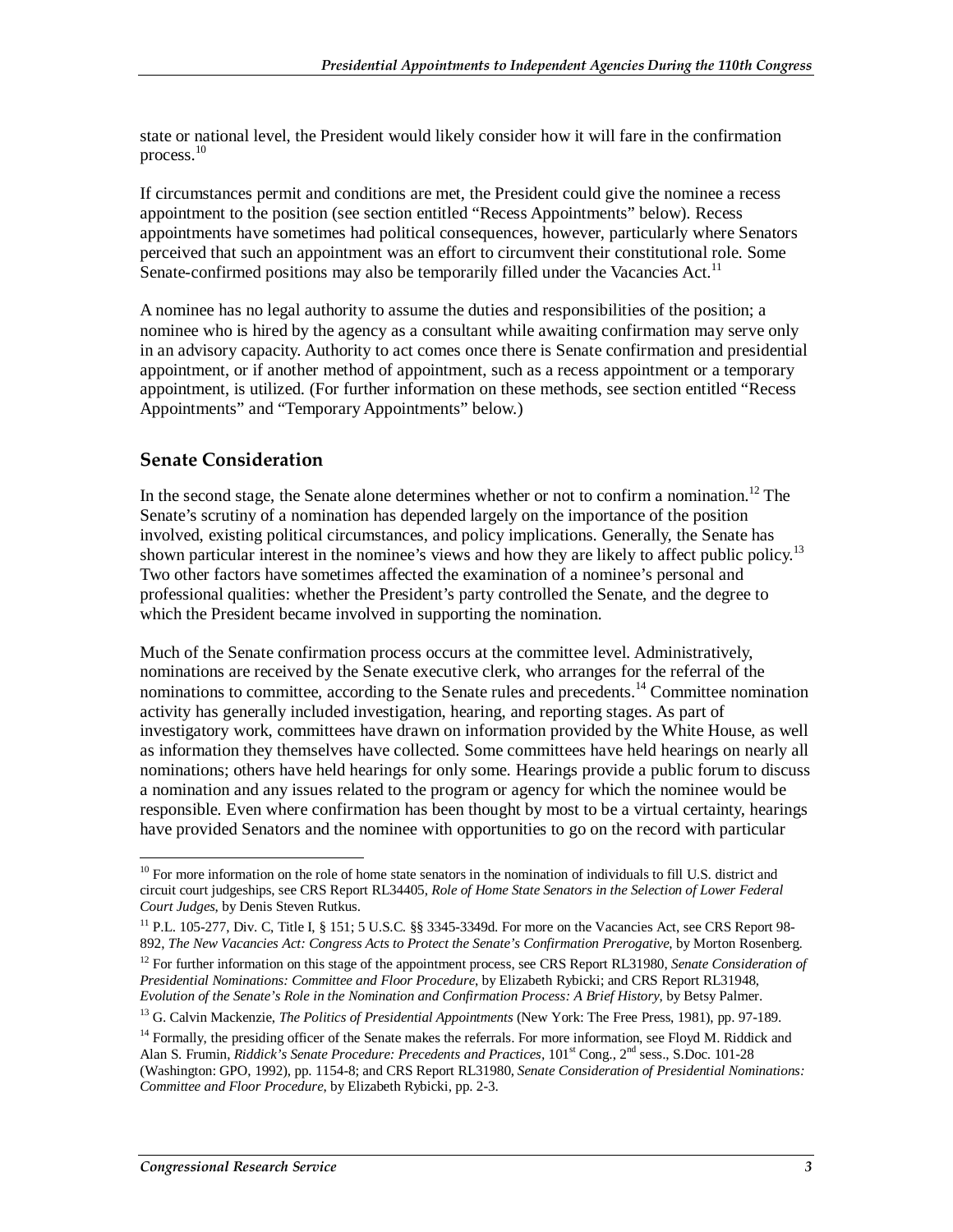state or national level, the President would likely consider how it will fare in the confirmation process.[10]

If circumstances permit and conditions are met, the President could give the nominee a recess appointment to the position (see section entitled "Recess Appointments" below). Recess appointments have sometimes had political consequences, however, particularly where Senators perceived that such an appointment was an effort to circumvent their constitutional role. Some Senate-confirmed positions may also be temporarily filled under the Vacancies Act.[11]

A nominee has no legal authority to assume the duties and responsibilities of the position; a nominee who is hired by the agency as a consultant while awaiting confirmation may serve only in an advisory capacity. Authority to act comes once there is Senate confirmation and presidential appointment, or if another method of appointment, such as a recess appointment or a temporary appointment, is utilized. (For further information on these methods, see section entitled "Recess Appointments" and "Temporary Appointments" below.)

## Senate Consideration

In the second stage, the Senate alone determines whether or not to confirm a nomination.[12] The Senate's scrutiny of a nomination has depended largely on the importance of the position involved, existing political circumstances, and policy implications. Generally, the Senate has shown particular interest in the nominee's views and how they are likely to affect public policy.[13] Two other factors have sometimes affected the examination of a nominee's personal and professional qualities: whether the President's party controlled the Senate, and the degree to which the President became involved in supporting the nomination.

Much of the Senate confirmation process occurs at the committee level. Administratively, nominations are received by the Senate executive clerk, who arranges for the referral of the nominations to committee, according to the Senate rules and precedents.[14] Committee nomination activity has generally included investigation, hearing, and reporting stages. As part of investigatory work, committees have drawn on information provided by the White House, as well as information they themselves have collected. Some committees have held hearings on nearly all nominations; others have held hearings for only some. Hearings provide a public forum to discuss a nomination and any issues related to the program or agency for which the nominee would be responsible. Even where confirmation has been thought by most to be a virtual certainty, hearings have provided Senators and the nominee with opportunities to go on the record with particular

---

[10] For more information on the role of home state senators in the nomination of individuals to fill U.S. district and circuit court judgeships, see CRS Report RL34405, *Role of Home State Senators in the Selection of Lower Federal Court Judges*, by Denis Steven Rutkus.

[11] P.L. 105-277, Div. C, Title I, § 151; 5 U.S.C. §§ 3345-3349d. For more on the Vacancies Act, see CRS Report 98-892, *The New Vacancies Act: Congress Acts to Protect the Senate's Confirmation Prerogative*, by Morton Rosenberg.

[12] For further information on this stage of the appointment process, see CRS Report RL31980, *Senate Consideration of Presidential Nominations: Committee and Floor Procedure*, by Elizabeth Rybicki; and CRS Report RL31948, *Evolution of the Senate's Role in the Nomination and Confirmation Process: A Brief History*, by Betsy Palmer.

[13] G. Calvin Mackenzie, *The Politics of Presidential Appointments* (New York: The Free Press, 1981), pp. 97-189.

[14] Formally, the presiding officer of the Senate makes the referrals. For more information, see Floyd M. Riddick and Alan S. Frumin, *Riddick's Senate Procedure: Precedents and Practices*, 101st Cong., 2nd sess., S.Doc. 101-28 (Washington: GPO, 1992), pp. 1154-8; and CRS Report RL31980, *Senate Consideration of Presidential Nominations: Committee and Floor Procedure*, by Elizabeth Rybicki, pp. 2-3.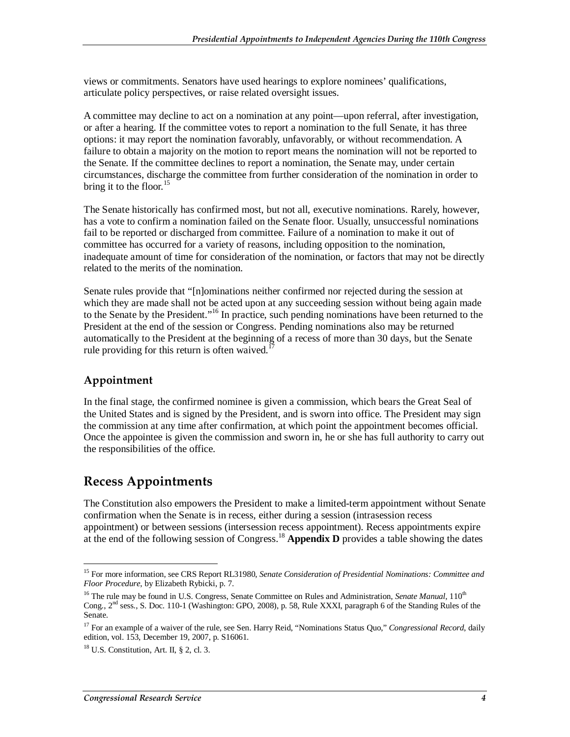views or commitments. Senators have used hearings to explore nominees' qualifications, articulate policy perspectives, or raise related oversight issues.

A committee may decline to act on a nomination at any point—upon referral, after investigation, or after a hearing. If the committee votes to report a nomination to the full Senate, it has three options: it may report the nomination favorably, unfavorably, or without recommendation. A failure to obtain a majority on the motion to report means the nomination will not be reported to the Senate. If the committee declines to report a nomination, the Senate may, under certain circumstances, discharge the committee from further consideration of the nomination in order to bring it to the floor.[15]

The Senate historically has confirmed most, but not all, executive nominations. Rarely, however, has a vote to confirm a nomination failed on the Senate floor. Usually, unsuccessful nominations fail to be reported or discharged from committee. Failure of a nomination to make it out of committee has occurred for a variety of reasons, including opposition to the nomination, inadequate amount of time for consideration of the nomination, or factors that may not be directly related to the merits of the nomination.

Senate rules provide that "[n]ominations neither confirmed nor rejected during the session at which they are made shall not be acted upon at any succeeding session without being again made to the Senate by the President."[16] In practice, such pending nominations have been returned to the President at the end of the session or Congress. Pending nominations also may be returned automatically to the President at the beginning of a recess of more than 30 days, but the Senate rule providing for this return is often waived.[17]

### Appointment

In the final stage, the confirmed nominee is given a commission, which bears the Great Seal of the United States and is signed by the President, and is sworn into office. The President may sign the commission at any time after confirmation, at which point the appointment becomes official. Once the appointee is given the commission and sworn in, he or she has full authority to carry out the responsibilities of the office.

## Recess Appointments

The Constitution also empowers the President to make a limited-term appointment without Senate confirmation when the Senate is in recess, either during a session (intrasession recess appointment) or between sessions (intersession recess appointment). Recess appointments expire at the end of the following session of Congress.[18] **Appendix D** provides a table showing the dates

---

[15] For more information, see CRS Report RL31980, *Senate Consideration of Presidential Nominations: Committee and Floor Procedure*, by Elizabeth Rybicki, p. 7.

[16] The rule may be found in U.S. Congress, Senate Committee on Rules and Administration, *Senate Manual*, 110th Cong., 2nd sess., S. Doc. 110-1 (Washington: GPO, 2008), p. 58, Rule XXXI, paragraph 6 of the Standing Rules of the Senate.

[17] For an example of a waiver of the rule, see Sen. Harry Reid, "Nominations Status Quo," *Congressional Record*, daily edition, vol. 153, December 19, 2007, p. S16061.

[18] U.S. Constitution, Art. II, § 2, cl. 3.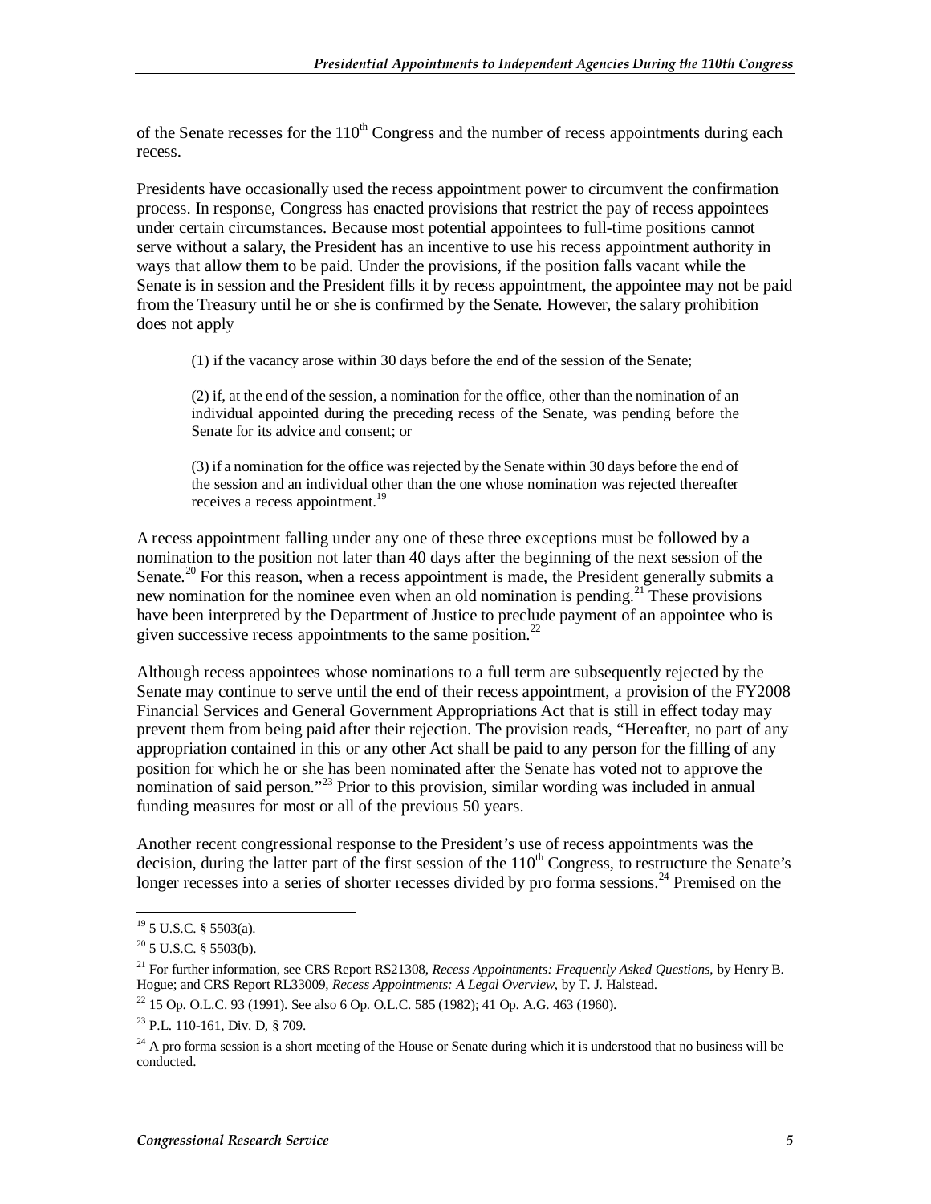of the Senate recesses for the 110th Congress and the number of recess appointments during each recess.

Presidents have occasionally used the recess appointment power to circumvent the confirmation process. In response, Congress has enacted provisions that restrict the pay of recess appointees under certain circumstances. Because most potential appointees to full-time positions cannot serve without a salary, the President has an incentive to use his recess appointment authority in ways that allow them to be paid. Under the provisions, if the position falls vacant while the Senate is in session and the President fills it by recess appointment, the appointee may not be paid from the Treasury until he or she is confirmed by the Senate. However, the salary prohibition does not apply

> (1) if the vacancy arose within 30 days before the end of the session of the Senate;
>
> (2) if, at the end of the session, a nomination for the office, other than the nomination of an individual appointed during the preceding recess of the Senate, was pending before the Senate for its advice and consent; or
>
> (3) if a nomination for the office was rejected by the Senate within 30 days before the end of the session and an individual other than the one whose nomination was rejected thereafter receives a recess appointment.[19]

A recess appointment falling under any one of these three exceptions must be followed by a nomination to the position not later than 40 days after the beginning of the next session of the Senate.[20] For this reason, when a recess appointment is made, the President generally submits a new nomination for the nominee even when an old nomination is pending.[21] These provisions have been interpreted by the Department of Justice to preclude payment of an appointee who is given successive recess appointments to the same position.[22]

Although recess appointees whose nominations to a full term are subsequently rejected by the Senate may continue to serve until the end of their recess appointment, a provision of the FY2008 Financial Services and General Government Appropriations Act that is still in effect today may prevent them from being paid after their rejection. The provision reads, "Hereafter, no part of any appropriation contained in this or any other Act shall be paid to any person for the filling of any position for which he or she has been nominated after the Senate has voted not to approve the nomination of said person."[23] Prior to this provision, similar wording was included in annual funding measures for most or all of the previous 50 years.

Another recent congressional response to the President's use of recess appointments was the decision, during the latter part of the first session of the 110th Congress, to restructure the Senate's longer recesses into a series of shorter recesses divided by pro forma sessions.[24] Premised on the

---

[19] 5 U.S.C. § 5503(a).

[20] 5 U.S.C. § 5503(b).

[21] For further information, see CRS Report RS21308, *Recess Appointments: Frequently Asked Questions*, by Henry B. Hogue; and CRS Report RL33009, *Recess Appointments: A Legal Overview*, by T. J. Halstead.

[22] 15 Op. O.L.C. 93 (1991). See also 6 Op. O.L.C. 585 (1982); 41 Op. A.G. 463 (1960).

[23] P.L. 110-161, Div. D, § 709.

[24] A pro forma session is a short meeting of the House or Senate during which it is understood that no business will be conducted.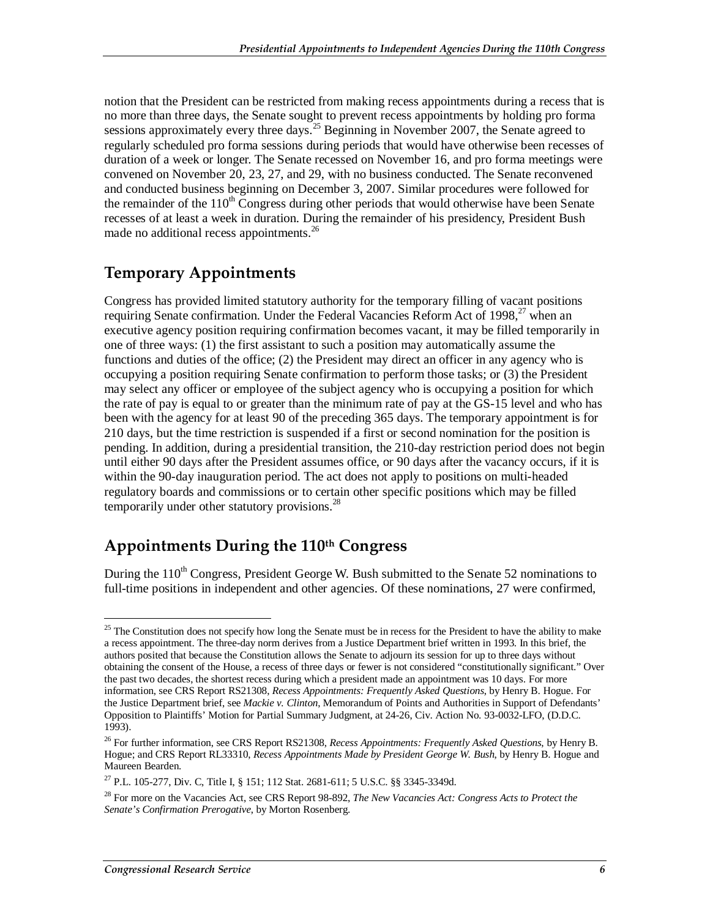notion that the President can be restricted from making recess appointments during a recess that is no more than three days, the Senate sought to prevent recess appointments by holding pro forma sessions approximately every three days.[25] Beginning in November 2007, the Senate agreed to regularly scheduled pro forma sessions during periods that would have otherwise been recesses of duration of a week or longer. The Senate recessed on November 16, and pro forma meetings were convened on November 20, 23, 27, and 29, with no business conducted. The Senate reconvened and conducted business beginning on December 3, 2007. Similar procedures were followed for the remainder of the 110th Congress during other periods that would otherwise have been Senate recesses of at least a week in duration. During the remainder of his presidency, President Bush made no additional recess appointments.[26]

## Temporary Appointments

Congress has provided limited statutory authority for the temporary filling of vacant positions requiring Senate confirmation. Under the Federal Vacancies Reform Act of 1998,[27] when an executive agency position requiring confirmation becomes vacant, it may be filled temporarily in one of three ways: (1) the first assistant to such a position may automatically assume the functions and duties of the office; (2) the President may direct an officer in any agency who is occupying a position requiring Senate confirmation to perform those tasks; or (3) the President may select any officer or employee of the subject agency who is occupying a position for which the rate of pay is equal to or greater than the minimum rate of pay at the GS-15 level and who has been with the agency for at least 90 of the preceding 365 days. The temporary appointment is for 210 days, but the time restriction is suspended if a first or second nomination for the position is pending. In addition, during a presidential transition, the 210-day restriction period does not begin until either 90 days after the President assumes office, or 90 days after the vacancy occurs, if it is within the 90-day inauguration period. The act does not apply to positions on multi-headed regulatory boards and commissions or to certain other specific positions which may be filled temporarily under other statutory provisions.[28]

## Appointments During the 110th Congress

During the 110th Congress, President George W. Bush submitted to the Senate 52 nominations to full-time positions in independent and other agencies. Of these nominations, 27 were confirmed,

---

[25] The Constitution does not specify how long the Senate must be in recess for the President to have the ability to make a recess appointment. The three-day norm derives from a Justice Department brief written in 1993. In this brief, the authors posited that because the Constitution allows the Senate to adjourn its session for up to three days without obtaining the consent of the House, a recess of three days or fewer is not considered "constitutionally significant." Over the past two decades, the shortest recess during which a president made an appointment was 10 days. For more information, see CRS Report RS21308, *Recess Appointments: Frequently Asked Questions*, by Henry B. Hogue. For the Justice Department brief, see *Mackie v. Clinton*, Memorandum of Points and Authorities in Support of Defendants' Opposition to Plaintiffs' Motion for Partial Summary Judgment, at 24-26, Civ. Action No. 93-0032-LFO, (D.D.C. 1993).

[26] For further information, see CRS Report RS21308, *Recess Appointments: Frequently Asked Questions*, by Henry B. Hogue; and CRS Report RL33310, *Recess Appointments Made by President George W. Bush*, by Henry B. Hogue and Maureen Bearden.

[27] P.L. 105-277, Div. C, Title I, § 151; 112 Stat. 2681-611; 5 U.S.C. §§ 3345-3349d.

[28] For more on the Vacancies Act, see CRS Report 98-892, *The New Vacancies Act: Congress Acts to Protect the Senate's Confirmation Prerogative*, by Morton Rosenberg.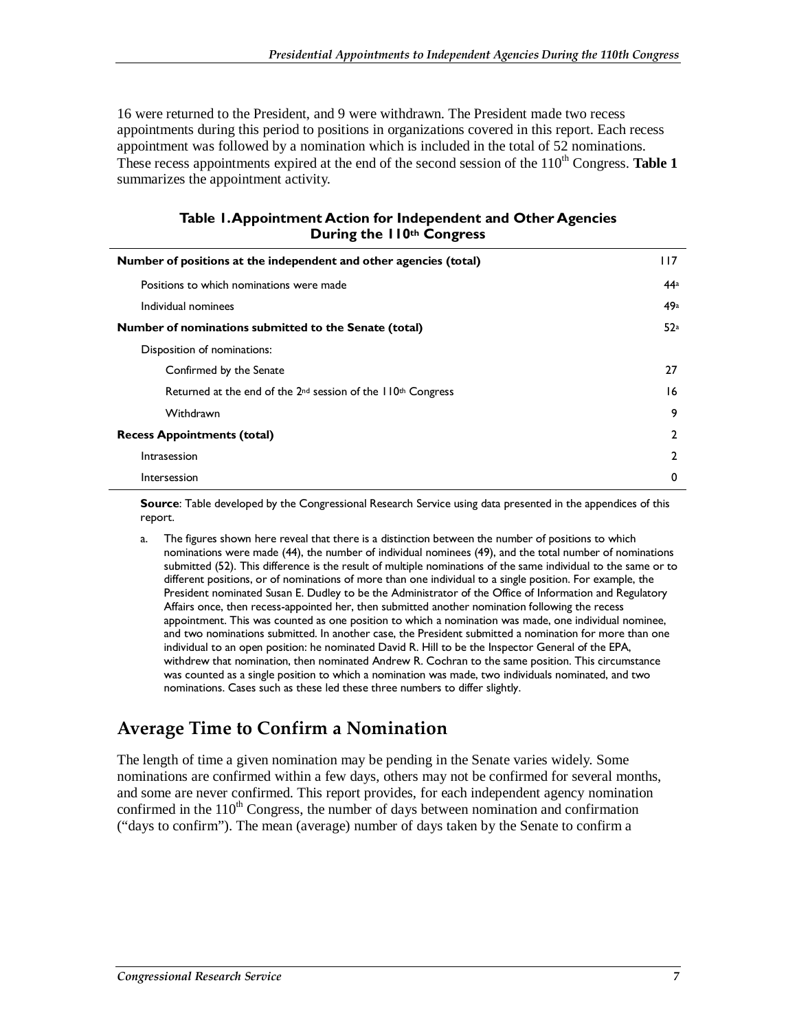16 were returned to the President, and 9 were withdrawn. The President made two recess appointments during this period to positions in organizations covered in this report. Each recess appointment was followed by a nomination which is included in the total of 52 nominations. These recess appointments expired at the end of the second session of the 110th Congress. **Table 1** summarizes the appointment activity.

**Table 1. Appointment Action for Independent and Other Agencies During the 110th Congress**

| | |
|---|---|
| **Number of positions at the independent and other agencies (total)** | 117 |
| Positions to which nominations were made | 44[a] |
| Individual nominees | 49[a] |
| **Number of nominations submitted to the Senate (total)** | 52[a] |
| Disposition of nominations: | |
| Confirmed by the Senate | 27 |
| Returned at the end of the 2nd session of the 110th Congress | 16 |
| Withdrawn | 9 |
| **Recess Appointments (total)** | 2 |
| Intrasession | 2 |
| Intersession | 0 |

**Source**: Table developed by the Congressional Research Service using data presented in the appendices of this report.

a. The figures shown here reveal that there is a distinction between the number of positions to which nominations were made (44), the number of individual nominees (49), and the total number of nominations submitted (52). This difference is the result of multiple nominations of the same individual to the same or to different positions, or of nominations of more than one individual to a single position. For example, the President nominated Susan E. Dudley to be the Administrator of the Office of Information and Regulatory Affairs once, then recess-appointed her, then submitted another nomination following the recess appointment. This was counted as one position to which a nomination was made, one individual nominee, and two nominations submitted. In another case, the President submitted a nomination for more than one individual to an open position: he nominated David R. Hill to be the Inspector General of the EPA, withdrew that nomination, then nominated Andrew R. Cochran to the same position. This circumstance was counted as a single position to which a nomination was made, two individuals nominated, and two nominations. Cases such as these led these three numbers to differ slightly.

## Average Time to Confirm a Nomination

The length of time a given nomination may be pending in the Senate varies widely. Some nominations are confirmed within a few days, others may not be confirmed for several months, and some are never confirmed. This report provides, for each independent agency nomination confirmed in the 110th Congress, the number of days between nomination and confirmation ("days to confirm"). The mean (average) number of days taken by the Senate to confirm a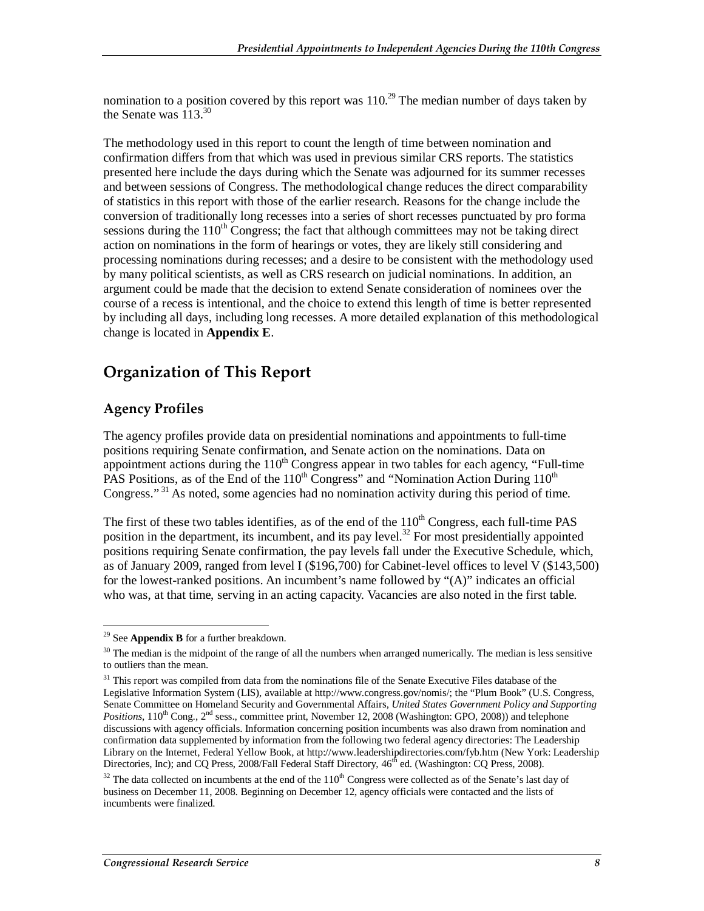nomination to a position covered by this report was 110.[29] The median number of days taken by the Senate was 113.[30]

The methodology used in this report to count the length of time between nomination and confirmation differs from that which was used in previous similar CRS reports. The statistics presented here include the days during which the Senate was adjourned for its summer recesses and between sessions of Congress. The methodological change reduces the direct comparability of statistics in this report with those of the earlier research. Reasons for the change include the conversion of traditionally long recesses into a series of short recesses punctuated by pro forma sessions during the 110th Congress; the fact that although committees may not be taking direct action on nominations in the form of hearings or votes, they are likely still considering and processing nominations during recesses; and a desire to be consistent with the methodology used by many political scientists, as well as CRS research on judicial nominations. In addition, an argument could be made that the decision to extend Senate consideration of nominees over the course of a recess is intentional, and the choice to extend this length of time is better represented by including all days, including long recesses. A more detailed explanation of this methodological change is located in **Appendix E**.

## Organization of This Report

### Agency Profiles

The agency profiles provide data on presidential nominations and appointments to full-time positions requiring Senate confirmation, and Senate action on the nominations. Data on appointment actions during the 110th Congress appear in two tables for each agency, "Full-time PAS Positions, as of the End of the 110th Congress" and "Nomination Action During 110th Congress."[31] As noted, some agencies had no nomination activity during this period of time.

The first of these two tables identifies, as of the end of the 110th Congress, each full-time PAS position in the department, its incumbent, and its pay level.[32] For most presidentially appointed positions requiring Senate confirmation, the pay levels fall under the Executive Schedule, which, as of January 2009, ranged from level I ($196,700) for Cabinet-level offices to level V ($143,500) for the lowest-ranked positions. An incumbent's name followed by "(A)" indicates an official who was, at that time, serving in an acting capacity. Vacancies are also noted in the first table.

---

[29] See **Appendix B** for a further breakdown.

[30] The median is the midpoint of the range of all the numbers when arranged numerically. The median is less sensitive to outliers than the mean.

[31] This report was compiled from data from the nominations file of the Senate Executive Files database of the Legislative Information System (LIS), available at http://www.congress.gov/nomis/; the "Plum Book" (U.S. Congress, Senate Committee on Homeland Security and Governmental Affairs, *United States Government Policy and Supporting Positions*, 110th Cong., 2nd sess., committee print, November 12, 2008 (Washington: GPO, 2008)) and telephone discussions with agency officials. Information concerning position incumbents was also drawn from nomination and confirmation data supplemented by information from the following two federal agency directories: The Leadership Library on the Internet, Federal Yellow Book, at http://www.leadershipdirectories.com/fyb.htm (New York: Leadership Directories, Inc); and CQ Press, 2008/Fall Federal Staff Directory, 46th ed. (Washington: CQ Press, 2008).

[32] The data collected on incumbents at the end of the 110th Congress were collected as of the Senate's last day of business on December 11, 2008. Beginning on December 12, agency officials were contacted and the lists of incumbents were finalized.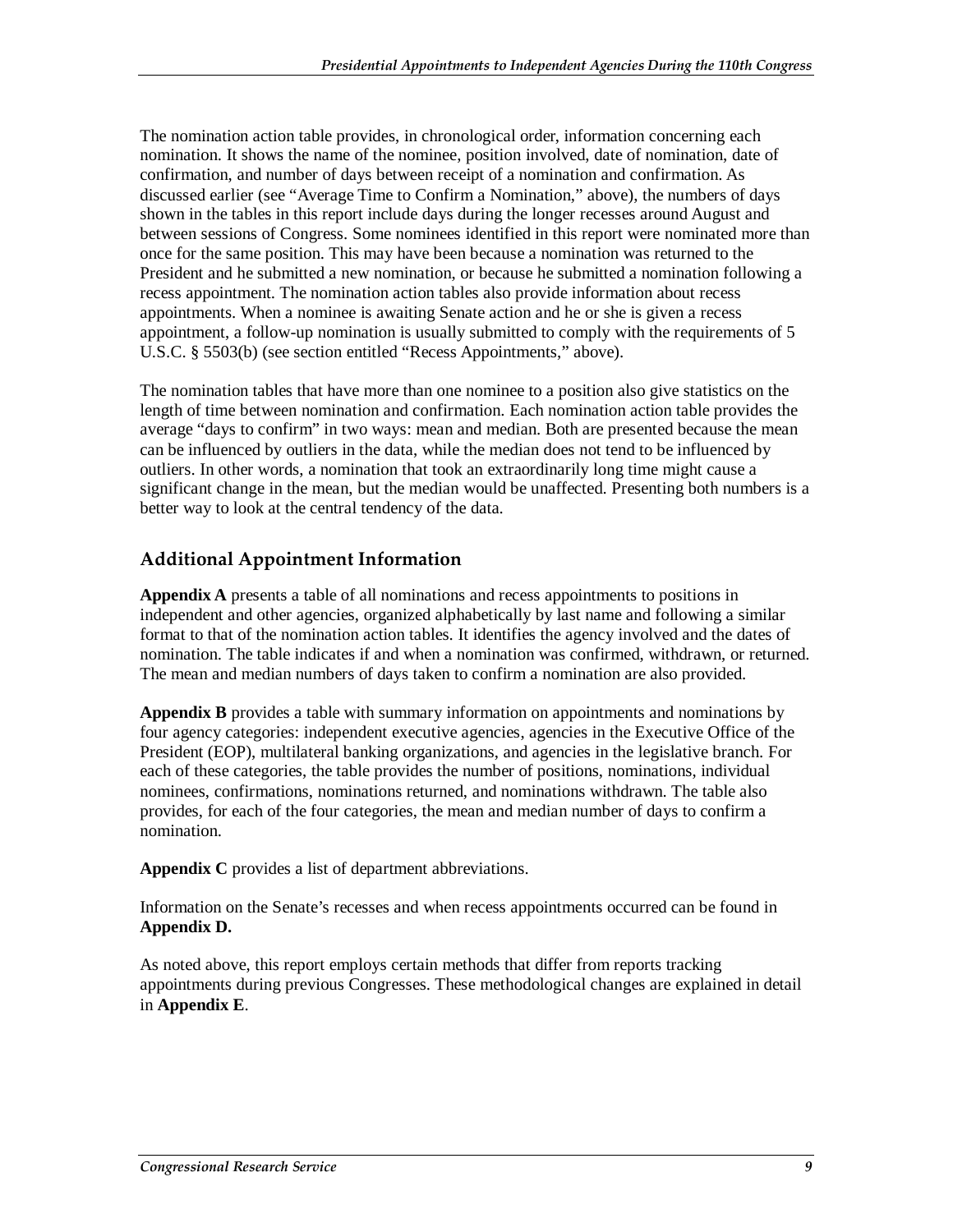The nomination action table provides, in chronological order, information concerning each nomination. It shows the name of the nominee, position involved, date of nomination, date of confirmation, and number of days between receipt of a nomination and confirmation. As discussed earlier (see "Average Time to Confirm a Nomination," above), the numbers of days shown in the tables in this report include days during the longer recesses around August and between sessions of Congress. Some nominees identified in this report were nominated more than once for the same position. This may have been because a nomination was returned to the President and he submitted a new nomination, or because he submitted a nomination following a recess appointment. The nomination action tables also provide information about recess appointments. When a nominee is awaiting Senate action and he or she is given a recess appointment, a follow-up nomination is usually submitted to comply with the requirements of 5 U.S.C. § 5503(b) (see section entitled "Recess Appointments," above).

The nomination tables that have more than one nominee to a position also give statistics on the length of time between nomination and confirmation. Each nomination action table provides the average "days to confirm" in two ways: mean and median. Both are presented because the mean can be influenced by outliers in the data, while the median does not tend to be influenced by outliers. In other words, a nomination that took an extraordinarily long time might cause a significant change in the mean, but the median would be unaffected. Presenting both numbers is a better way to look at the central tendency of the data.

## Additional Appointment Information

**Appendix A** presents a table of all nominations and recess appointments to positions in independent and other agencies, organized alphabetically by last name and following a similar format to that of the nomination action tables. It identifies the agency involved and the dates of nomination. The table indicates if and when a nomination was confirmed, withdrawn, or returned. The mean and median numbers of days taken to confirm a nomination are also provided.

**Appendix B** provides a table with summary information on appointments and nominations by four agency categories: independent executive agencies, agencies in the Executive Office of the President (EOP), multilateral banking organizations, and agencies in the legislative branch. For each of these categories, the table provides the number of positions, nominations, individual nominees, confirmations, nominations returned, and nominations withdrawn. The table also provides, for each of the four categories, the mean and median number of days to confirm a nomination.

**Appendix C** provides a list of department abbreviations.

Information on the Senate's recesses and when recess appointments occurred can be found in **Appendix D.**

As noted above, this report employs certain methods that differ from reports tracking appointments during previous Congresses. These methodological changes are explained in detail in **Appendix E**.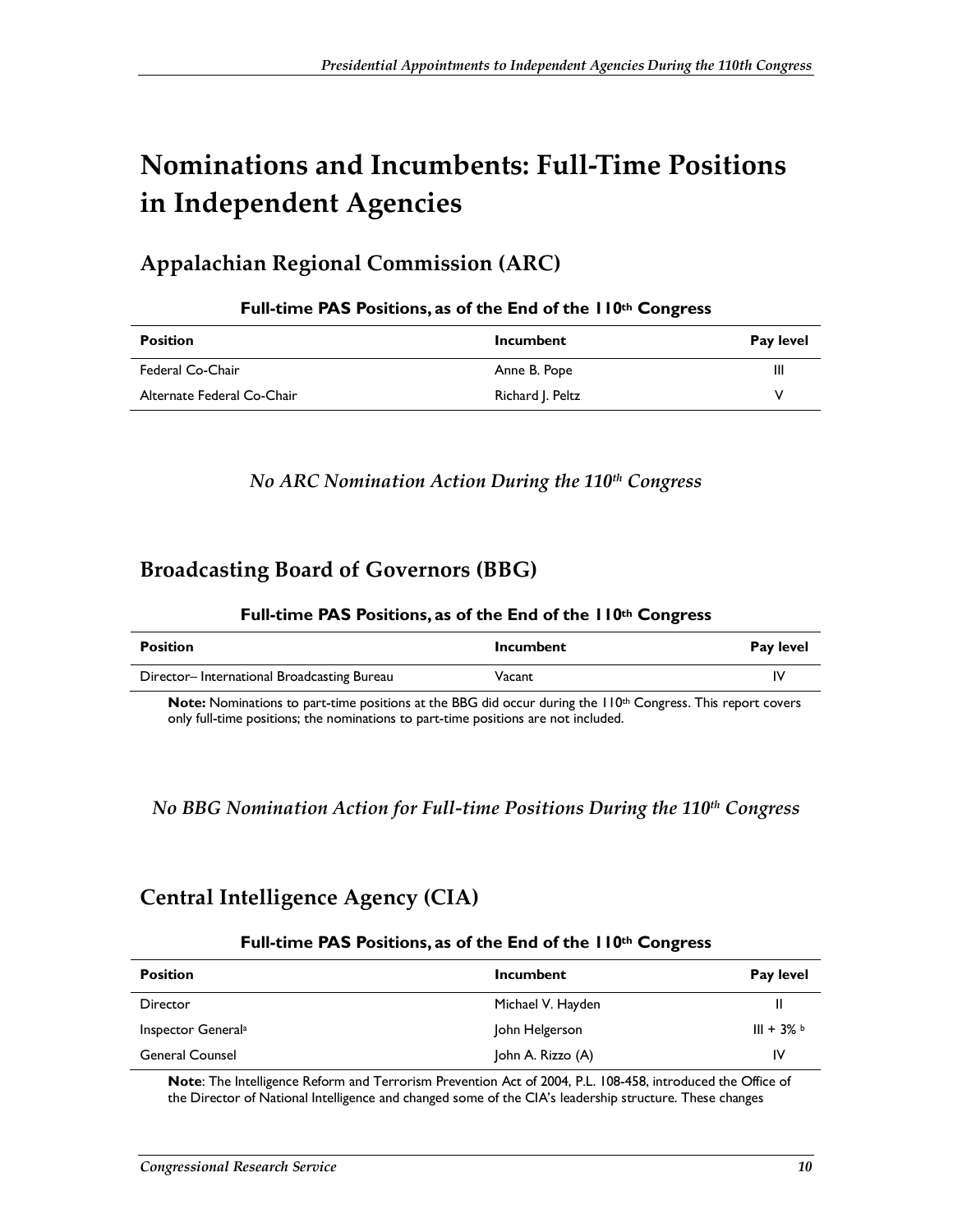# Nominations and Incumbents: Full-Time Positions in Independent Agencies

## Appalachian Regional Commission (ARC)

**Full-time PAS Positions, as of the End of the 110th Congress**

| Position | Incumbent | Pay level |
|---|---|---|
| Federal Co-Chair | Anne B. Pope | III |
| Alternate Federal Co-Chair | Richard J. Peltz | V |

*No ARC Nomination Action During the 110th Congress*

## Broadcasting Board of Governors (BBG)

**Full-time PAS Positions, as of the End of the 110th Congress**

| Position | Incumbent | Pay level |
|---|---|---|
| Director– International Broadcasting Bureau | Vacant | IV |

**Note:** Nominations to part-time positions at the BBG did occur during the 110th Congress. This report covers only full-time positions; the nominations to part-time positions are not included.

*No BBG Nomination Action for Full-time Positions During the 110th Congress*

## Central Intelligence Agency (CIA)

**Full-time PAS Positions, as of the End of the 110th Congress**

| Position | Incumbent | Pay level |
|---|---|---|
| Director | Michael V. Hayden | II |
| Inspector General[a] | John Helgerson | III + 3% [b] |
| General Counsel | John A. Rizzo (A) | IV |

**Note**: The Intelligence Reform and Terrorism Prevention Act of 2004, P.L. 108-458, introduced the Office of the Director of National Intelligence and changed some of the CIA's leadership structure. These changes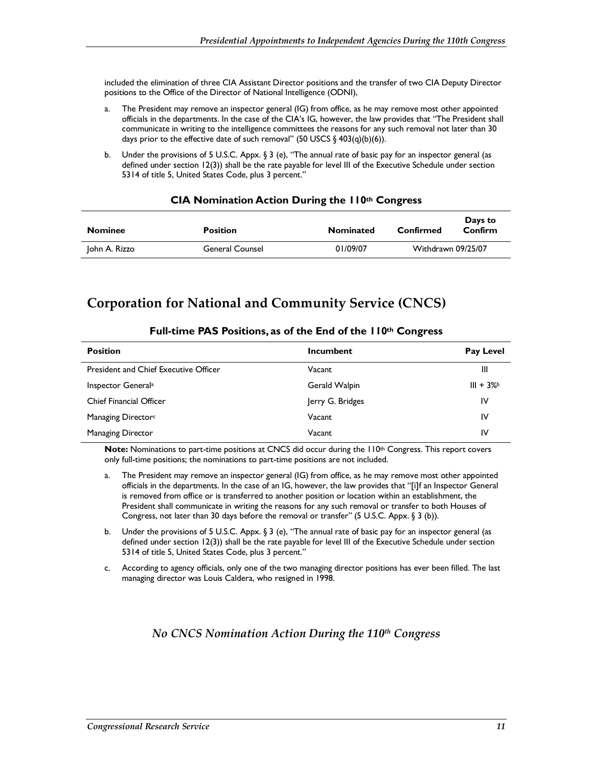included the elimination of three CIA Assistant Director positions and the transfer of two CIA Deputy Director positions to the Office of the Director of National Intelligence (ODNI),

a. The President may remove an inspector general (IG) from office, as he may remove most other appointed officials in the departments. In the case of the CIA's IG, however, the law provides that "The President shall communicate in writing to the intelligence committees the reasons for any such removal not later than 30 days prior to the effective date of such removal" (50 USCS § 403(q)(b)(6)).

b. Under the provisions of 5 U.S.C. Appx. § 3 (e), "The annual rate of basic pay for an inspector general (as defined under section 12(3)) shall be the rate payable for level III of the Executive Schedule under section 5314 of title 5, United States Code, plus 3 percent."

### CIA Nomination Action During the 110th Congress

| Nominee | Position | Nominated | Confirmed | Days to Confirm |
|---|---|---|---|---|
| John A. Rizzo | General Counsel | 01/09/07 | Withdrawn 09/25/07 | |

## Corporation for National and Community Service (CNCS)

### Full-time PAS Positions, as of the End of the 110th Congress

| Position | Incumbent | Pay Level |
|---|---|---|
| President and Chief Executive Officer | Vacant | III |
| Inspector General[a] | Gerald Walpin | III + 3%[b] |
| Chief Financial Officer | Jerry G. Bridges | IV |
| Managing Director[c] | Vacant | IV |
| Managing Director | Vacant | IV |

**Note:** Nominations to part-time positions at CNCS did occur during the 110th Congress. This report covers only full-time positions; the nominations to part-time positions are not included.

a. The President may remove an inspector general (IG) from office, as he may remove most other appointed officials in the departments. In the case of an IG, however, the law provides that "[i]f an Inspector General is removed from office or is transferred to another position or location within an establishment, the President shall communicate in writing the reasons for any such removal or transfer to both Houses of Congress, not later than 30 days before the removal or transfer" (5 U.S.C. Appx. § 3 (b)).

b. Under the provisions of 5 U.S.C. Appx. § 3 (e), "The annual rate of basic pay for an inspector general (as defined under section 12(3)) shall be the rate payable for level III of the Executive Schedule under section 5314 of title 5, United States Code, plus 3 percent."

c. According to agency officials, only one of the two managing director positions has ever been filled. The last managing director was Louis Caldera, who resigned in 1998.

### *No CNCS Nomination Action During the 110th Congress*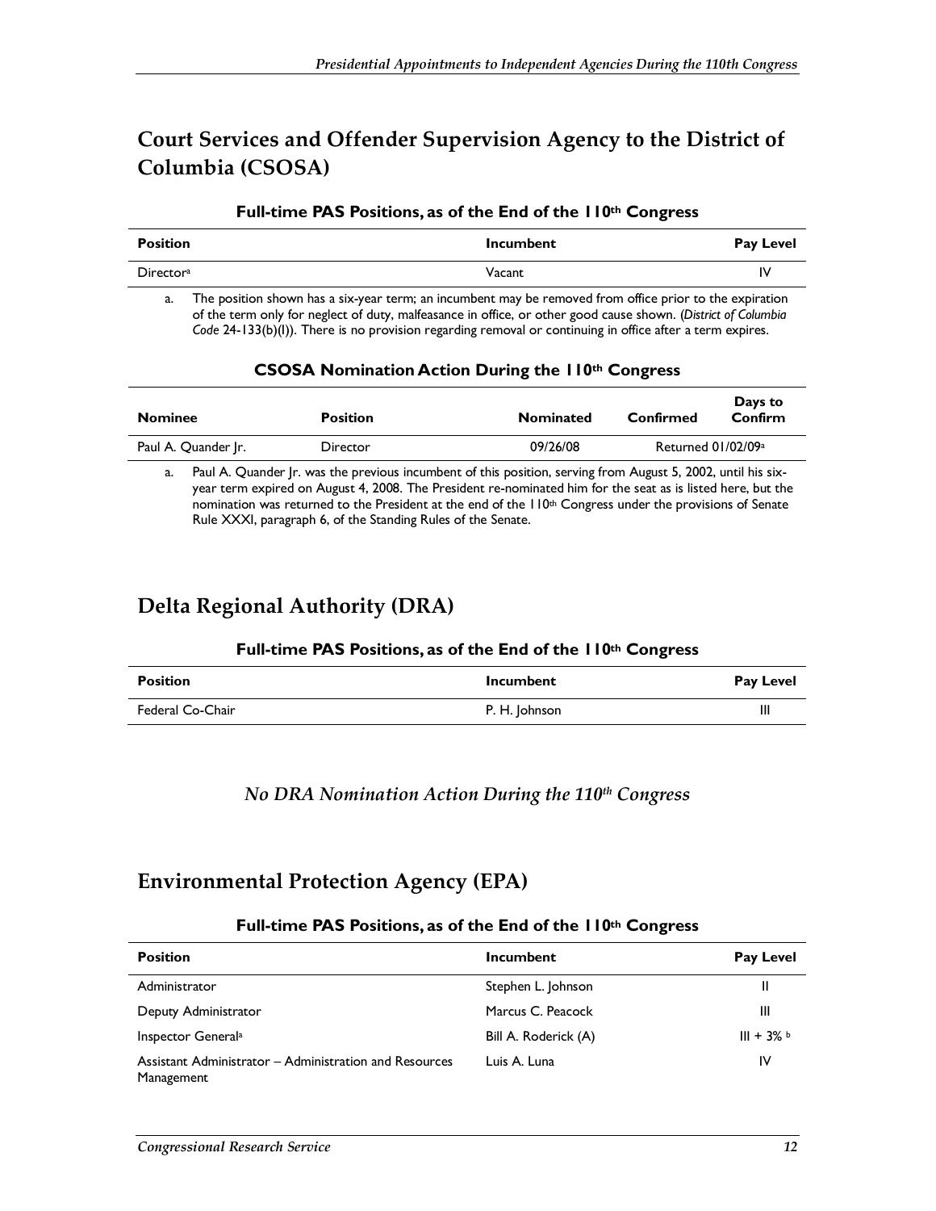## Court Services and Offender Supervision Agency to the District of Columbia (CSOSA)

**Full-time PAS Positions, as of the End of the 110th Congress**

| Position | Incumbent | Pay Level |
|---|---|---|
| Director[a] | Vacant | IV |

a. The position shown has a six-year term; an incumbent may be removed from office prior to the expiration of the term only for neglect of duty, malfeasance in office, or other good cause shown. (*District of Columbia Code* 24-133(b)(l)). There is no provision regarding removal or continuing in office after a term expires.

**CSOSA Nomination Action During the 110th Congress**

| Nominee | Position | Nominated | Confirmed | Days to Confirm |
|---|---|---|---|---|
| Paul A. Quander Jr. | Director | 09/26/08 | Returned 01/02/09[a] | |

a. Paul A. Quander Jr. was the previous incumbent of this position, serving from August 5, 2002, until his six-year term expired on August 4, 2008. The President re-nominated him for the seat as is listed here, but the nomination was returned to the President at the end of the 110th Congress under the provisions of Senate Rule XXXI, paragraph 6, of the Standing Rules of the Senate.

## Delta Regional Authority (DRA)

**Full-time PAS Positions, as of the End of the 110th Congress**

| Position | Incumbent | Pay Level |
|---|---|---|
| Federal Co-Chair | P. H. Johnson | III |

*No DRA Nomination Action During the 110th Congress*

## Environmental Protection Agency (EPA)

**Full-time PAS Positions, as of the End of the 110th Congress**

| Position | Incumbent | Pay Level |
|---|---|---|
| Administrator | Stephen L. Johnson | II |
| Deputy Administrator | Marcus C. Peacock | III |
| Inspector General[a] | Bill A. Roderick (A) | III + 3% [b] |
| Assistant Administrator – Administration and Resources Management | Luis A. Luna | IV |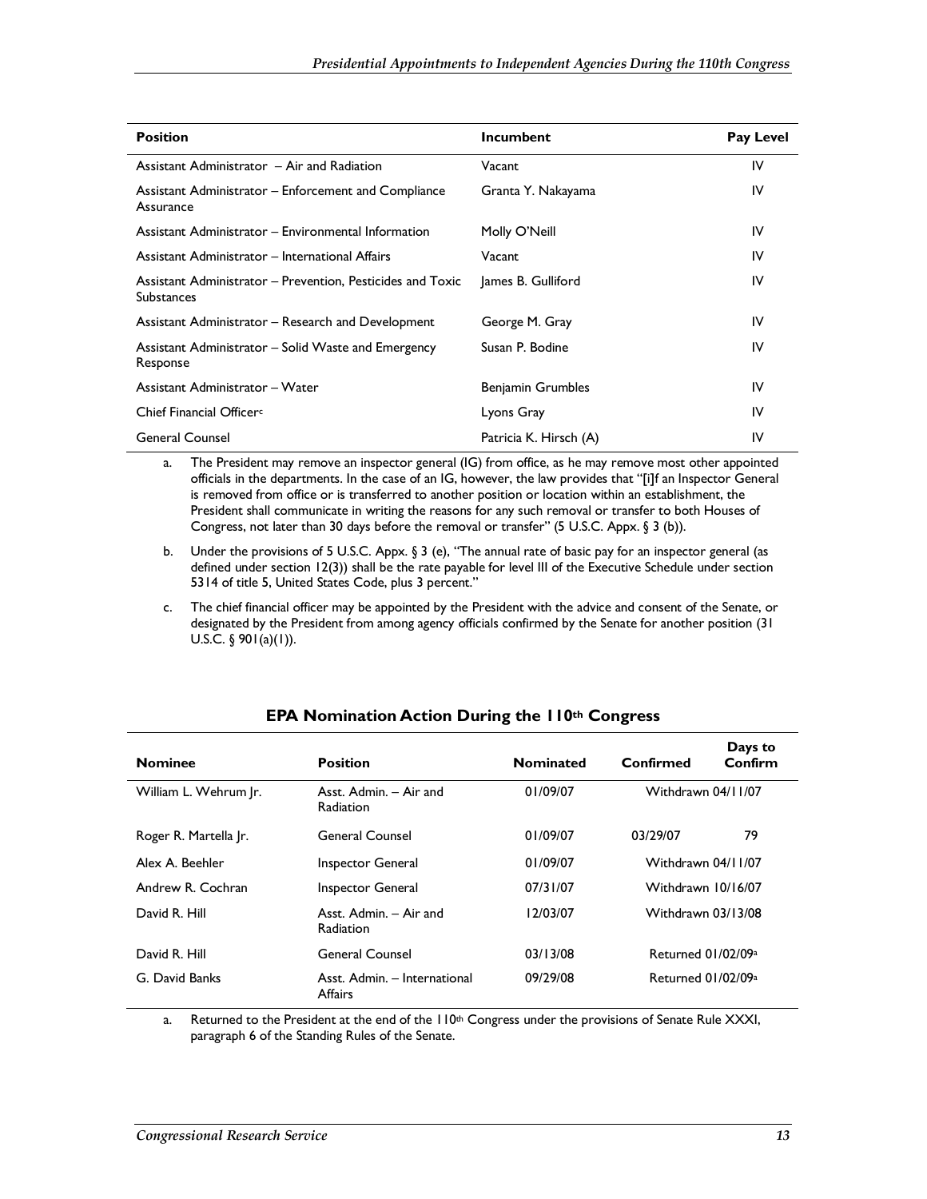| Position | Incumbent | Pay Level |
|---|---|---|
| Assistant Administrator – Air and Radiation | Vacant | IV |
| Assistant Administrator – Enforcement and Compliance Assurance | Granta Y. Nakayama | IV |
| Assistant Administrator – Environmental Information | Molly O'Neill | IV |
| Assistant Administrator – International Affairs | Vacant | IV |
| Assistant Administrator – Prevention, Pesticides and Toxic Substances | James B. Gulliford | IV |
| Assistant Administrator – Research and Development | George M. Gray | IV |
| Assistant Administrator – Solid Waste and Emergency Response | Susan P. Bodine | IV |
| Assistant Administrator – Water | Benjamin Grumbles | IV |
| Chief Financial Officer[c] | Lyons Gray | IV |
| General Counsel | Patricia K. Hirsch (A) | IV |

a. The President may remove an inspector general (IG) from office, as he may remove most other appointed officials in the departments. In the case of an IG, however, the law provides that "[i]f an Inspector General is removed from office or is transferred to another position or location within an establishment, the President shall communicate in writing the reasons for any such removal or transfer to both Houses of Congress, not later than 30 days before the removal or transfer" (5 U.S.C. Appx. § 3 (b)).

b. Under the provisions of 5 U.S.C. Appx. § 3 (e), "The annual rate of basic pay for an inspector general (as defined under section 12(3)) shall be the rate payable for level III of the Executive Schedule under section 5314 of title 5, United States Code, plus 3 percent."

c. The chief financial officer may be appointed by the President with the advice and consent of the Senate, or designated by the President from among agency officials confirmed by the Senate for another position (31 U.S.C. § 901(a)(1)).

## EPA Nomination Action During the 110th Congress

| Nominee | Position | Nominated | Confirmed | Days to Confirm |
|---|---|---|---|---|
| William L. Wehrum Jr. | Asst. Admin. – Air and Radiation | 01/09/07 | Withdrawn 04/11/07 | |
| Roger R. Martella Jr. | General Counsel | 01/09/07 | 03/29/07 | 79 |
| Alex A. Beehler | Inspector General | 01/09/07 | Withdrawn 04/11/07 | |
| Andrew R. Cochran | Inspector General | 07/31/07 | Withdrawn 10/16/07 | |
| David R. Hill | Asst. Admin. – Air and Radiation | 12/03/07 | Withdrawn 03/13/08 | |
| David R. Hill | General Counsel | 03/13/08 | Returned 01/02/09[a] | |
| G. David Banks | Asst. Admin. – International Affairs | 09/29/08 | Returned 01/02/09[a] | |

a. Returned to the President at the end of the 110th Congress under the provisions of Senate Rule XXXI, paragraph 6 of the Standing Rules of the Senate.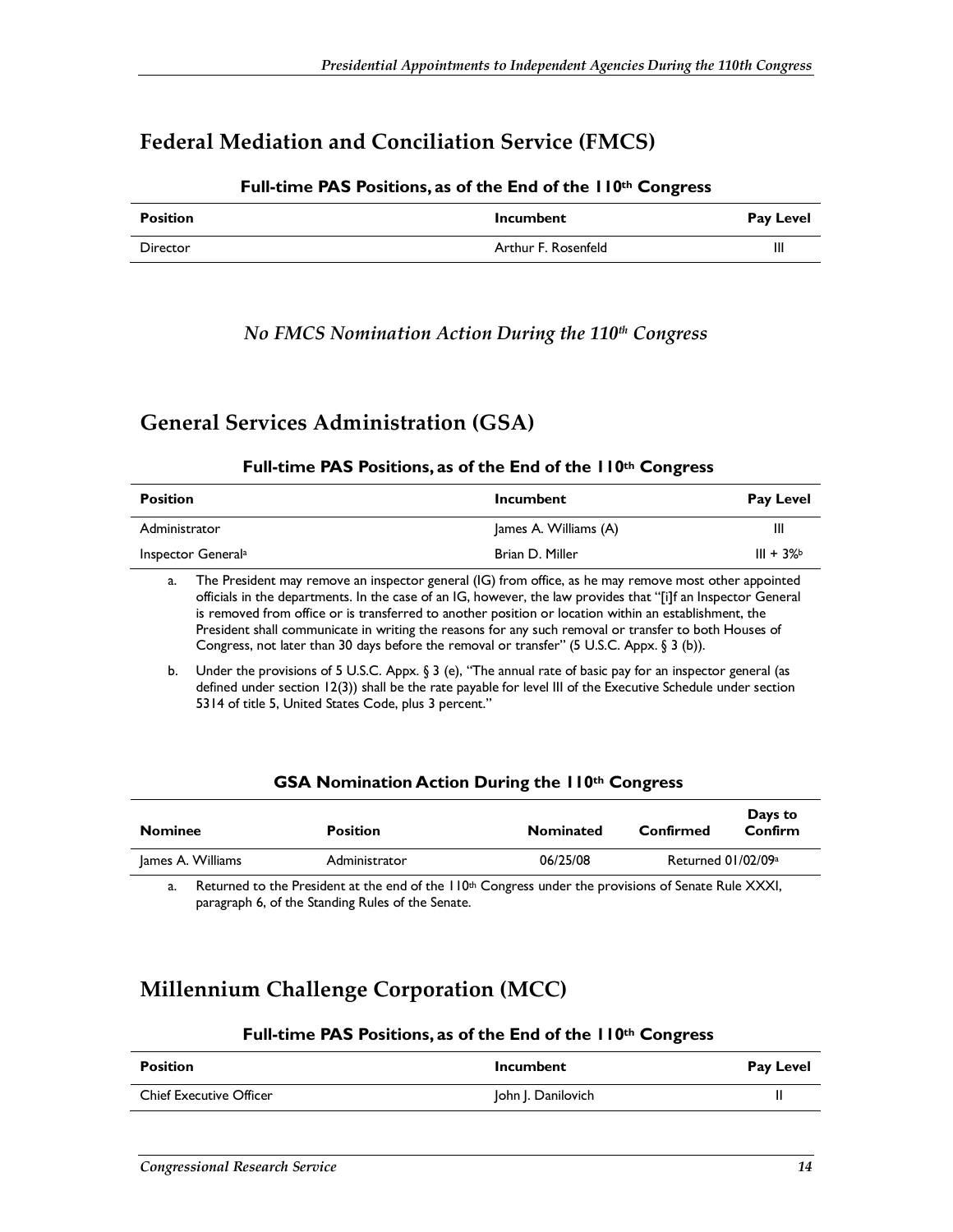## Federal Mediation and Conciliation Service (FMCS)

**Full-time PAS Positions, as of the End of the 110th Congress**

| Position | Incumbent | Pay Level |
|---|---|---|
| Director | Arthur F. Rosenfeld | III |

*No FMCS Nomination Action During the 110th Congress*

## General Services Administration (GSA)

**Full-time PAS Positions, as of the End of the 110th Congress**

| Position | Incumbent | Pay Level |
|---|---|---|
| Administrator | James A. Williams (A) | III |
| Inspector General[a] | Brian D. Miller | III + 3%[b] |

a. The President may remove an inspector general (IG) from office, as he may remove most other appointed officials in the departments. In the case of an IG, however, the law provides that "[i]f an Inspector General is removed from office or is transferred to another position or location within an establishment, the President shall communicate in writing the reasons for any such removal or transfer to both Houses of Congress, not later than 30 days before the removal or transfer" (5 U.S.C. Appx. § 3 (b)).

b. Under the provisions of 5 U.S.C. Appx. § 3 (e), "The annual rate of basic pay for an inspector general (as defined under section 12(3)) shall be the rate payable for level III of the Executive Schedule under section 5314 of title 5, United States Code, plus 3 percent."

**GSA Nomination Action During the 110th Congress**

| Nominee | Position | Nominated | Confirmed | Days to Confirm |
|---|---|---|---|---|
| James A. Williams | Administrator | 06/25/08 | Returned 01/02/09[a] | |

a. Returned to the President at the end of the 110th Congress under the provisions of Senate Rule XXXI, paragraph 6, of the Standing Rules of the Senate.

## Millennium Challenge Corporation (MCC)

**Full-time PAS Positions, as of the End of the 110th Congress**

| Position | Incumbent | Pay Level |
|---|---|---|
| Chief Executive Officer | John J. Danilovich | II |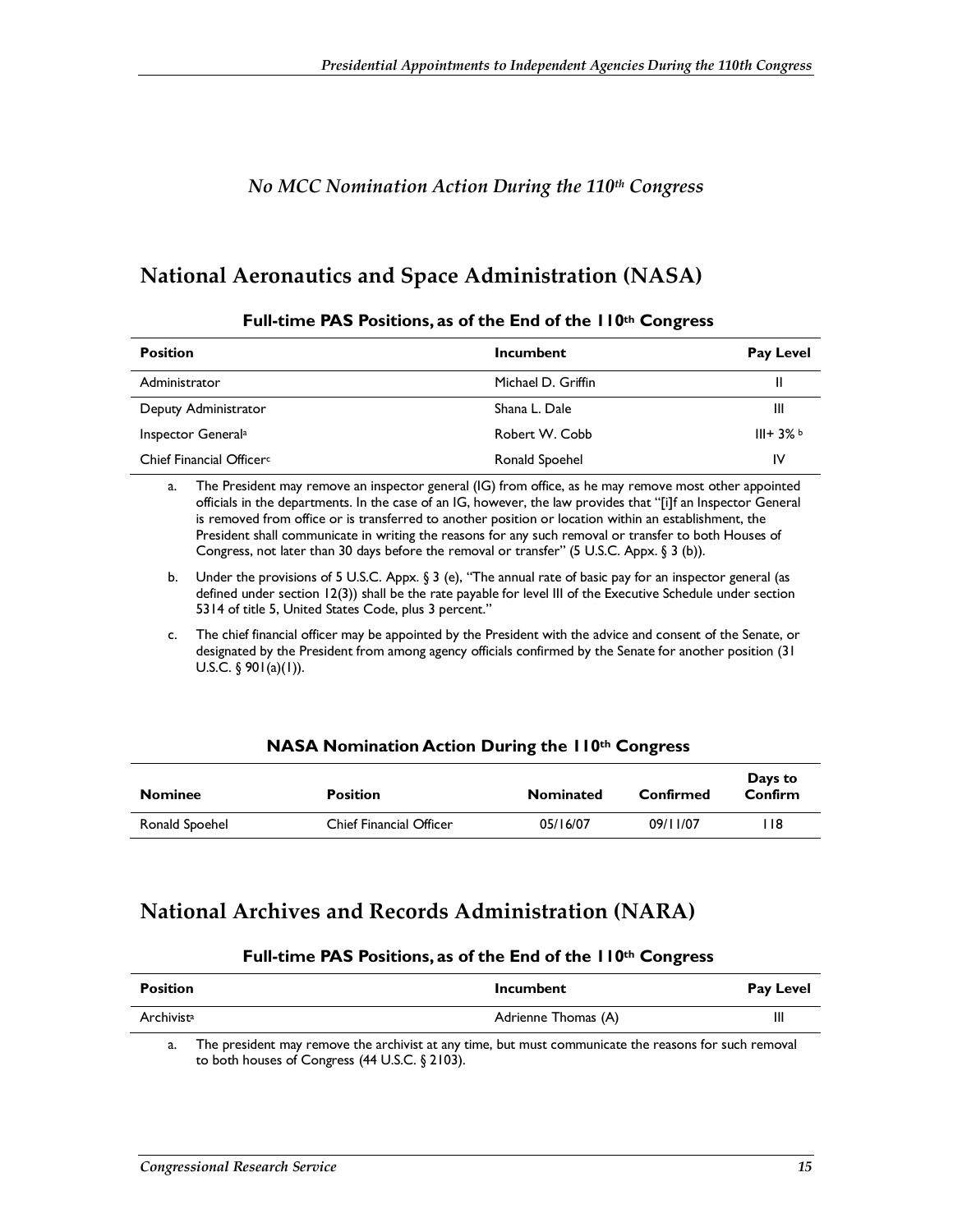*No MCC Nomination Action During the 110th Congress*

## National Aeronautics and Space Administration (NASA)

**Full-time PAS Positions, as of the End of the 110th Congress**

| Position | Incumbent | Pay Level |
|---|---|---|
| Administrator | Michael D. Griffin | II |
| Deputy Administrator | Shana L. Dale | III |
| Inspector General[a] | Robert W. Cobb | III+ 3% [b] |
| Chief Financial Officer[c] | Ronald Spoehel | IV |

a. The President may remove an inspector general (IG) from office, as he may remove most other appointed officials in the departments. In the case of an IG, however, the law provides that "[i]f an Inspector General is removed from office or is transferred to another position or location within an establishment, the President shall communicate in writing the reasons for any such removal or transfer to both Houses of Congress, not later than 30 days before the removal or transfer" (5 U.S.C. Appx. § 3 (b)).

b. Under the provisions of 5 U.S.C. Appx. § 3 (e), "The annual rate of basic pay for an inspector general (as defined under section 12(3)) shall be the rate payable for level III of the Executive Schedule under section 5314 of title 5, United States Code, plus 3 percent."

c. The chief financial officer may be appointed by the President with the advice and consent of the Senate, or designated by the President from among agency officials confirmed by the Senate for another position (31 U.S.C. § 901(a)(1)).

**NASA Nomination Action During the 110th Congress**

| Nominee | Position | Nominated | Confirmed | Days to Confirm |
|---|---|---|---|---|
| Ronald Spoehel | Chief Financial Officer | 05/16/07 | 09/11/07 | 118 |

## National Archives and Records Administration (NARA)

**Full-time PAS Positions, as of the End of the 110th Congress**

| Position | Incumbent | Pay Level |
|---|---|---|
| Archivist[a] | Adrienne Thomas (A) | III |

a. The president may remove the archivist at any time, but must communicate the reasons for such removal to both houses of Congress (44 U.S.C. § 2103).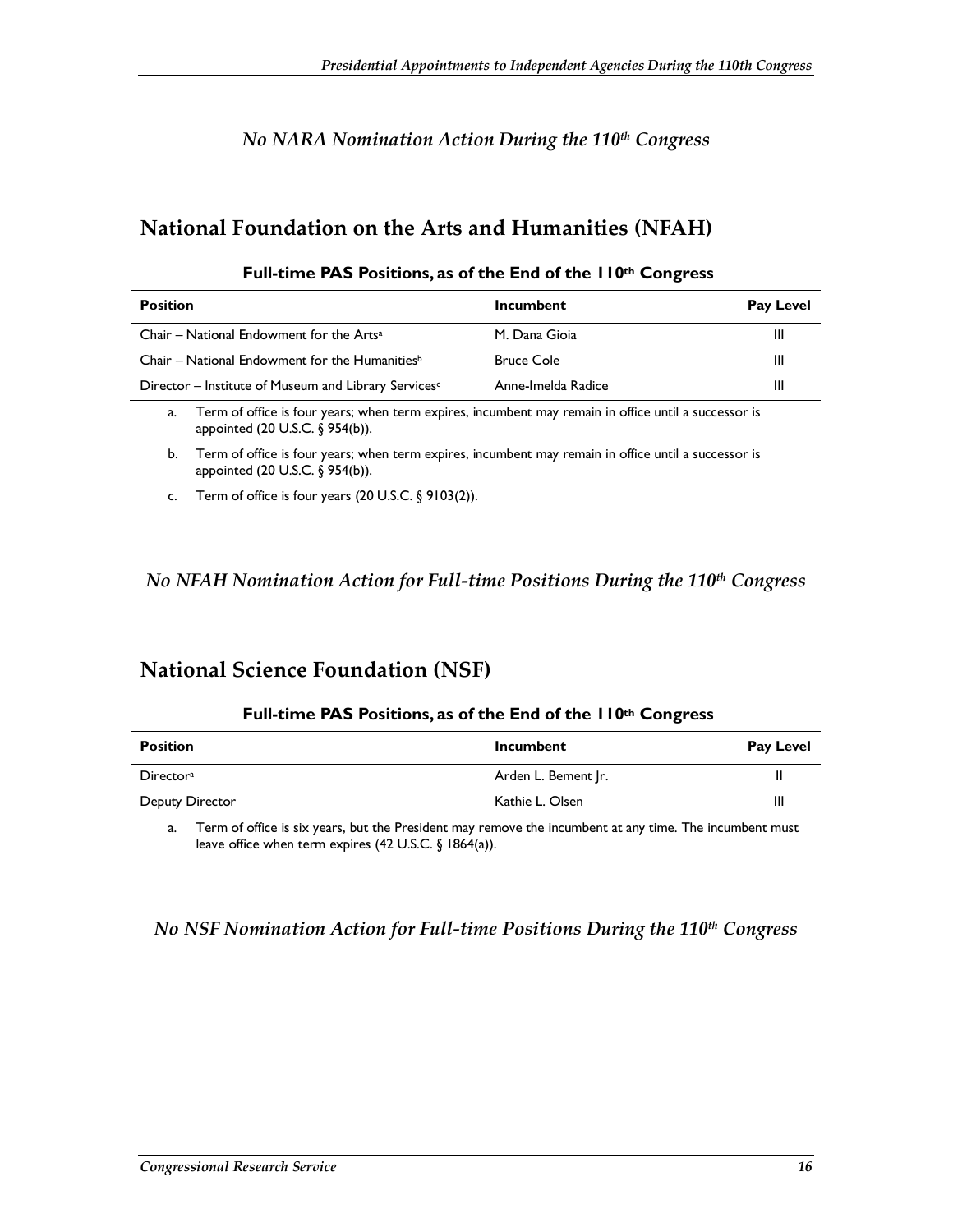*No NARA Nomination Action During the 110th Congress*

## National Foundation on the Arts and Humanities (NFAH)

**Full-time PAS Positions, as of the End of the 110th Congress**

| Position | Incumbent | Pay Level |
|---|---|---|
| Chair – National Endowment for the Arts[a] | M. Dana Gioia | III |
| Chair – National Endowment for the Humanities[b] | Bruce Cole | III |
| Director – Institute of Museum and Library Services[c] | Anne-Imelda Radice | III |

a. Term of office is four years; when term expires, incumbent may remain in office until a successor is appointed (20 U.S.C. § 954(b)).

b. Term of office is four years; when term expires, incumbent may remain in office until a successor is appointed (20 U.S.C. § 954(b)).

c. Term of office is four years (20 U.S.C. § 9103(2)).

*No NFAH Nomination Action for Full-time Positions During the 110th Congress*

## National Science Foundation (NSF)

**Full-time PAS Positions, as of the End of the 110th Congress**

| Position | Incumbent | Pay Level |
|---|---|---|
| Director[a] | Arden L. Bement Jr. | II |
| Deputy Director | Kathie L. Olsen | III |

a. Term of office is six years, but the President may remove the incumbent at any time. The incumbent must leave office when term expires (42 U.S.C. § 1864(a)).

*No NSF Nomination Action for Full-time Positions During the 110th Congress*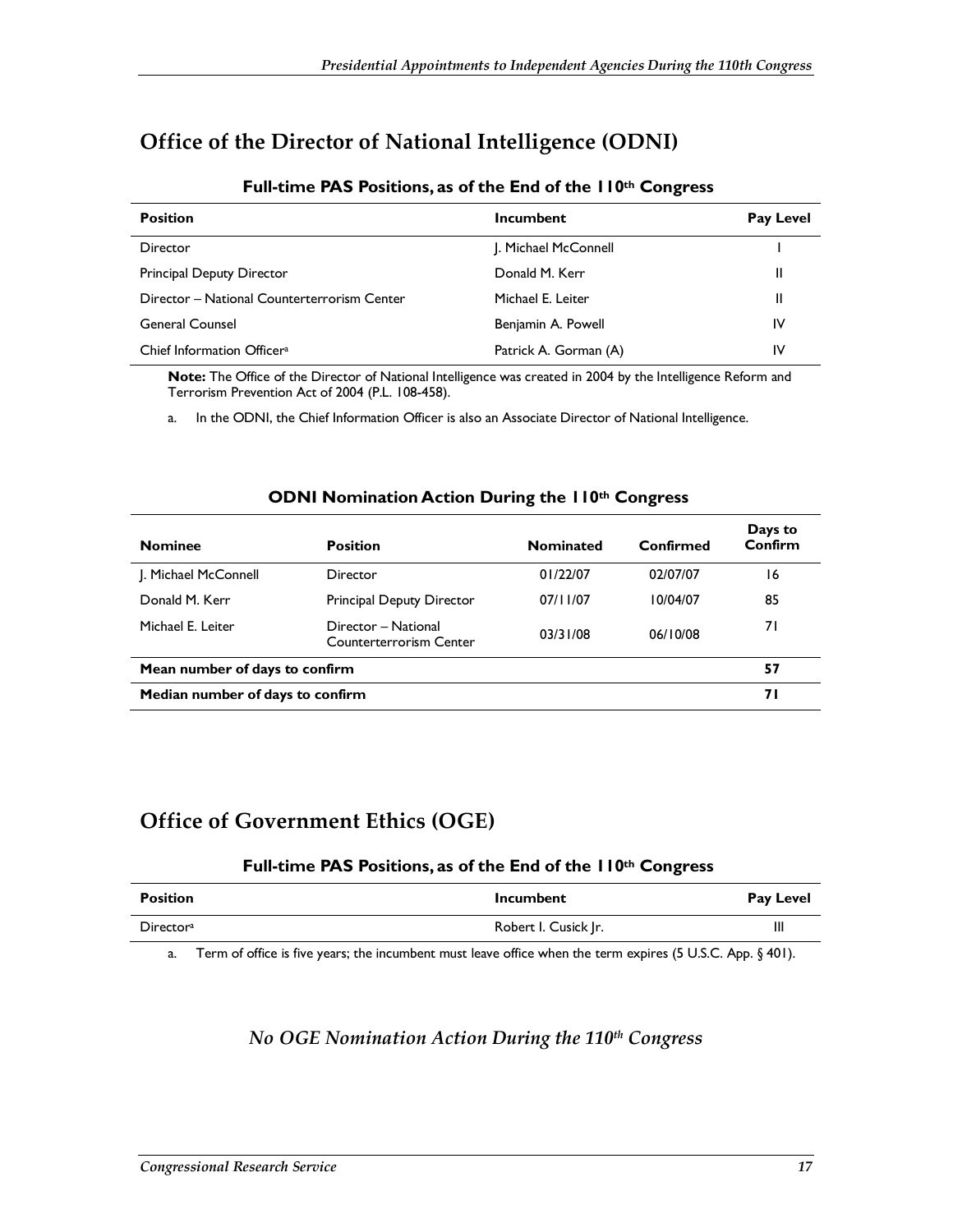## Office of the Director of National Intelligence (ODNI)

**Full-time PAS Positions, as of the End of the 110th Congress**

| Position | Incumbent | Pay Level |
|---|---|---|
| Director | J. Michael McConnell | I |
| Principal Deputy Director | Donald M. Kerr | II |
| Director – National Counterterrorism Center | Michael E. Leiter | II |
| General Counsel | Benjamin A. Powell | IV |
| Chief Information Officer[a] | Patrick A. Gorman (A) | IV |

**Note:** The Office of the Director of National Intelligence was created in 2004 by the Intelligence Reform and Terrorism Prevention Act of 2004 (P.L. 108-458).

a. In the ODNI, the Chief Information Officer is also an Associate Director of National Intelligence.

**ODNI Nomination Action During the 110th Congress**

| Nominee | Position | Nominated | Confirmed | Days to Confirm |
|---|---|---|---|---|
| J. Michael McConnell | Director | 01/22/07 | 02/07/07 | 16 |
| Donald M. Kerr | Principal Deputy Director | 07/11/07 | 10/04/07 | 85 |
| Michael E. Leiter | Director – National Counterterrorism Center | 03/31/08 | 06/10/08 | 71 |
| **Mean number of days to confirm** | | | | **57** |
| **Median number of days to confirm** | | | | **71** |

## Office of Government Ethics (OGE)

**Full-time PAS Positions, as of the End of the 110th Congress**

| Position | Incumbent | Pay Level |
|---|---|---|
| Director[a] | Robert I. Cusick Jr. | III |

a. Term of office is five years; the incumbent must leave office when the term expires (5 U.S.C. App. § 401).

*No OGE Nomination Action During the 110th Congress*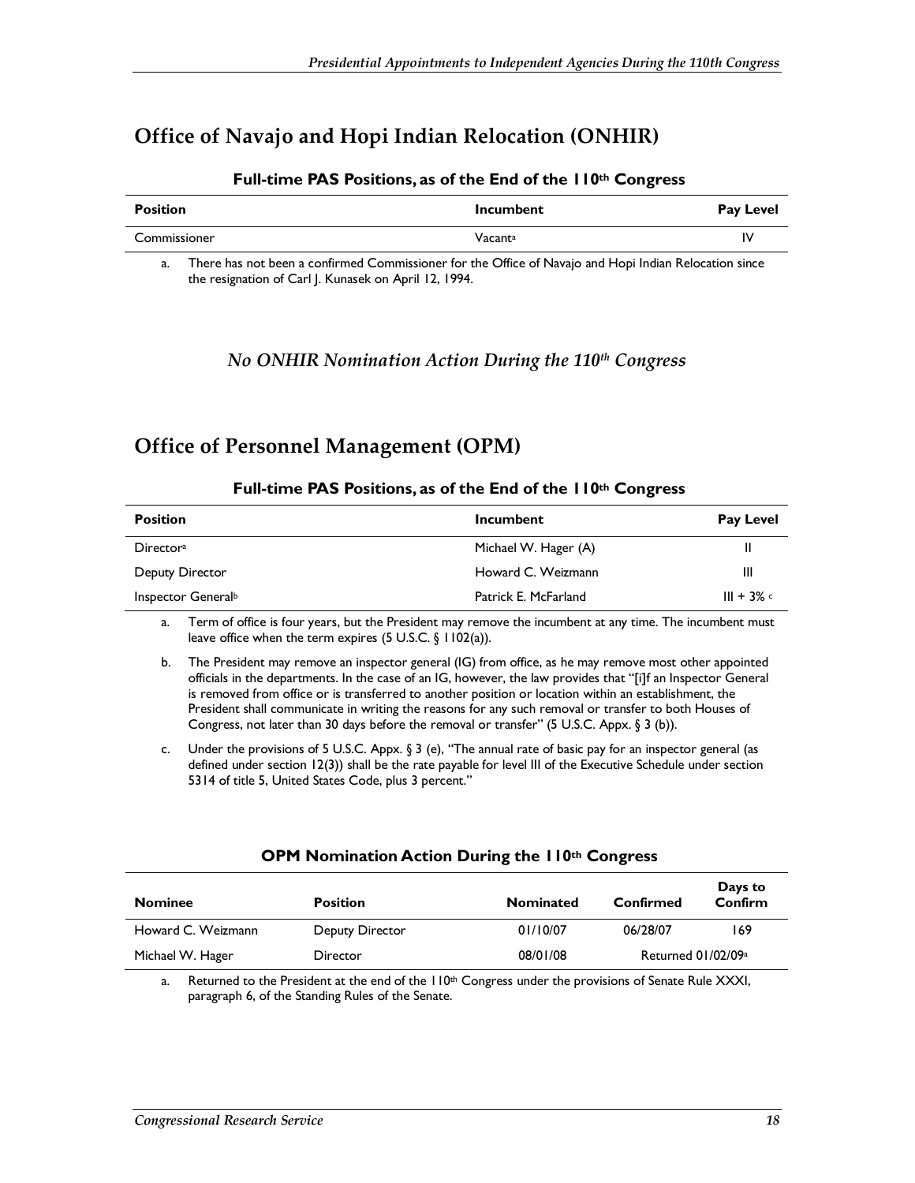## Office of Navajo and Hopi Indian Relocation (ONHIR)

### Full-time PAS Positions, as of the End of the 110th Congress

| Position | Incumbent | Pay Level |
|---|---|---|
| Commissioner | Vacant[a] | IV |

a. There has not been a confirmed Commissioner for the Office of Navajo and Hopi Indian Relocation since the resignation of Carl J. Kunasek on April 12, 1994.

### *No ONHIR Nomination Action During the 110th Congress*

## Office of Personnel Management (OPM)

### Full-time PAS Positions, as of the End of the 110th Congress

| Position | Incumbent | Pay Level |
|---|---|---|
| Director[a] | Michael W. Hager (A) | II |
| Deputy Director | Howard C. Weizmann | III |
| Inspector General[b] | Patrick E. McFarland | III + 3% [c] |

a. Term of office is four years, but the President may remove the incumbent at any time. The incumbent must leave office when the term expires (5 U.S.C. § 1102(a)).

b. The President may remove an inspector general (IG) from office, as he may remove most other appointed officials in the departments. In the case of an IG, however, the law provides that "[i]f an Inspector General is removed from office or is transferred to another position or location within an establishment, the President shall communicate in writing the reasons for any such removal or transfer to both Houses of Congress, not later than 30 days before the removal or transfer" (5 U.S.C. Appx. § 3 (b)).

c. Under the provisions of 5 U.S.C. Appx. § 3 (e), "The annual rate of basic pay for an inspector general (as defined under section 12(3)) shall be the rate payable for level III of the Executive Schedule under section 5314 of title 5, United States Code, plus 3 percent."

### OPM Nomination Action During the 110th Congress

| Nominee | Position | Nominated | Confirmed | Days to Confirm |
|---|---|---|---|---|
| Howard C. Weizmann | Deputy Director | 01/10/07 | 06/28/07 | 169 |
| Michael W. Hager | Director | 08/01/08 | Returned 01/02/09[a] | |

a. Returned to the President at the end of the 110th Congress under the provisions of Senate Rule XXXI, paragraph 6, of the Standing Rules of the Senate.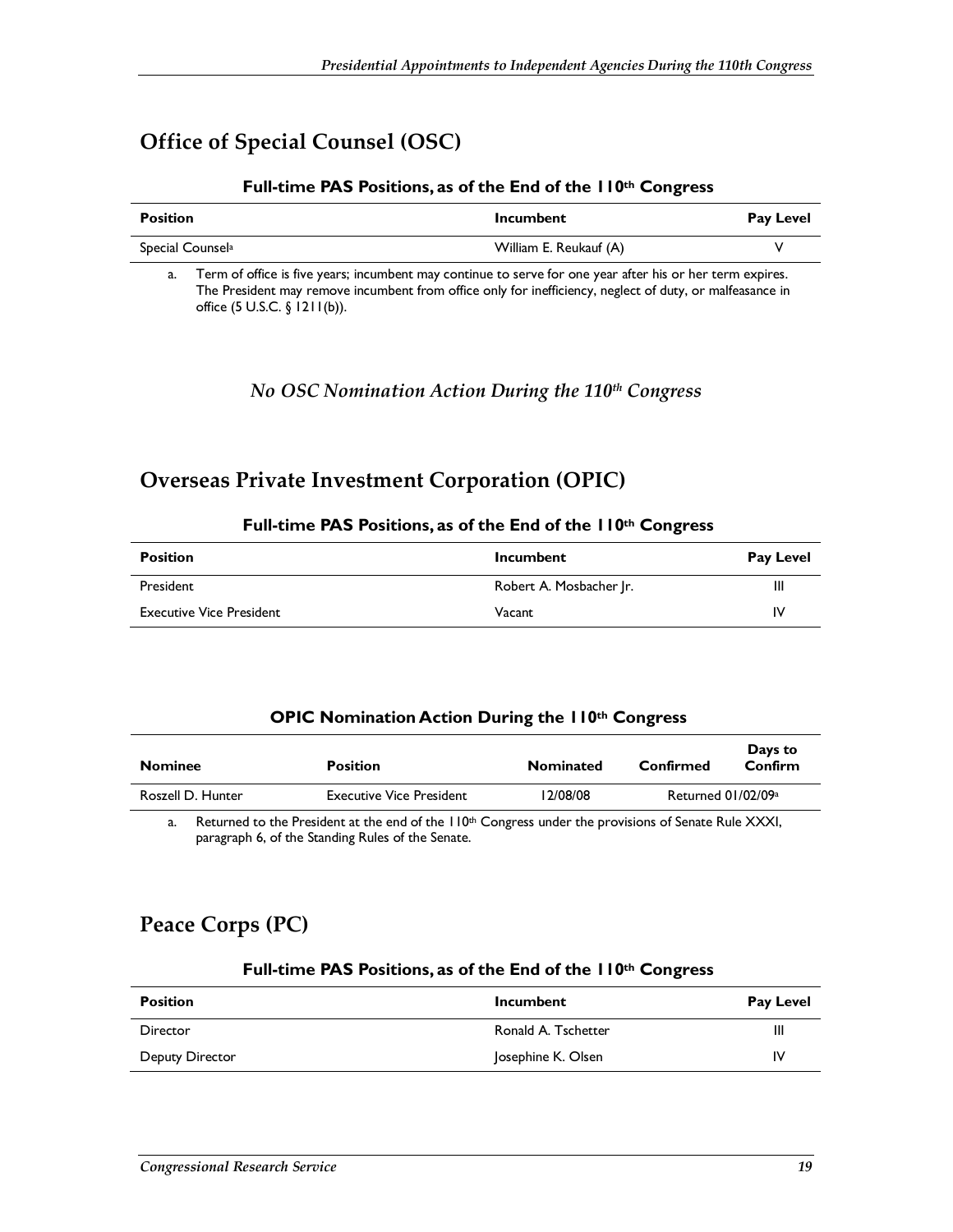## Office of Special Counsel (OSC)

**Full-time PAS Positions, as of the End of the 110th Congress**

| Position | Incumbent | Pay Level |
|---|---|---|
| Special Counsel[a] | William E. Reukauf (A) | V |

a. Term of office is five years; incumbent may continue to serve for one year after his or her term expires. The President may remove incumbent from office only for inefficiency, neglect of duty, or malfeasance in office (5 U.S.C. § 1211(b)).

*No OSC Nomination Action During the 110th Congress*

## Overseas Private Investment Corporation (OPIC)

**Full-time PAS Positions, as of the End of the 110th Congress**

| Position | Incumbent | Pay Level |
|---|---|---|
| President | Robert A. Mosbacher Jr. | III |
| Executive Vice President | Vacant | IV |

**OPIC Nomination Action During the 110th Congress**

| Nominee | Position | Nominated | Confirmed | Days to Confirm |
|---|---|---|---|---|
| Roszell D. Hunter | Executive Vice President | 12/08/08 | Returned 01/02/09[a] | |

a. Returned to the President at the end of the 110th Congress under the provisions of Senate Rule XXXI, paragraph 6, of the Standing Rules of the Senate.

## Peace Corps (PC)

**Full-time PAS Positions, as of the End of the 110th Congress**

| Position | Incumbent | Pay Level |
|---|---|---|
| Director | Ronald A. Tschetter | III |
| Deputy Director | Josephine K. Olsen | IV |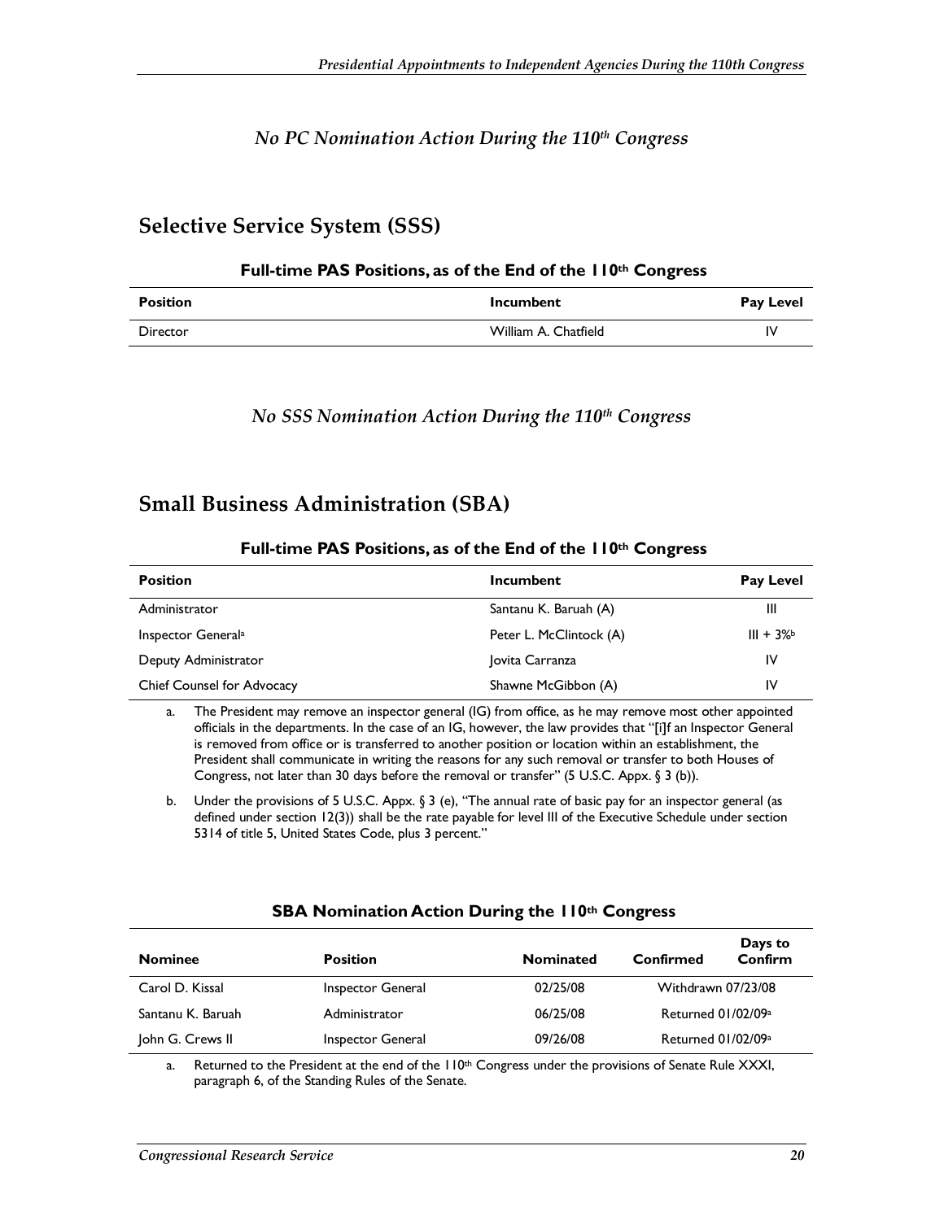*No PC Nomination Action During the 110th Congress*

## Selective Service System (SSS)

**Full-time PAS Positions, as of the End of the 110th Congress**

| Position | Incumbent | Pay Level |
|---|---|---|
| Director | William A. Chatfield | IV |

*No SSS Nomination Action During the 110th Congress*

## Small Business Administration (SBA)

**Full-time PAS Positions, as of the End of the 110th Congress**

| Position | Incumbent | Pay Level |
|---|---|---|
| Administrator | Santanu K. Baruah (A) | III |
| Inspector General[a] | Peter L. McClintock (A) | III + 3%[b] |
| Deputy Administrator | Jovita Carranza | IV |
| Chief Counsel for Advocacy | Shawne McGibbon (A) | IV |

a. The President may remove an inspector general (IG) from office, as he may remove most other appointed officials in the departments. In the case of an IG, however, the law provides that "[i]f an Inspector General is removed from office or is transferred to another position or location within an establishment, the President shall communicate in writing the reasons for any such removal or transfer to both Houses of Congress, not later than 30 days before the removal or transfer" (5 U.S.C. Appx. § 3 (b)).

b. Under the provisions of 5 U.S.C. Appx. § 3 (e), "The annual rate of basic pay for an inspector general (as defined under section 12(3)) shall be the rate payable for level III of the Executive Schedule under section 5314 of title 5, United States Code, plus 3 percent."

**SBA Nomination Action During the 110th Congress**

| Nominee | Position | Nominated | Confirmed | Days to Confirm |
|---|---|---|---|---|
| Carol D. Kissal | Inspector General | 02/25/08 | Withdrawn 07/23/08 | |
| Santanu K. Baruah | Administrator | 06/25/08 | Returned 01/02/09[a] | |
| John G. Crews II | Inspector General | 09/26/08 | Returned 01/02/09[a] | |

a. Returned to the President at the end of the 110th Congress under the provisions of Senate Rule XXXI, paragraph 6, of the Standing Rules of the Senate.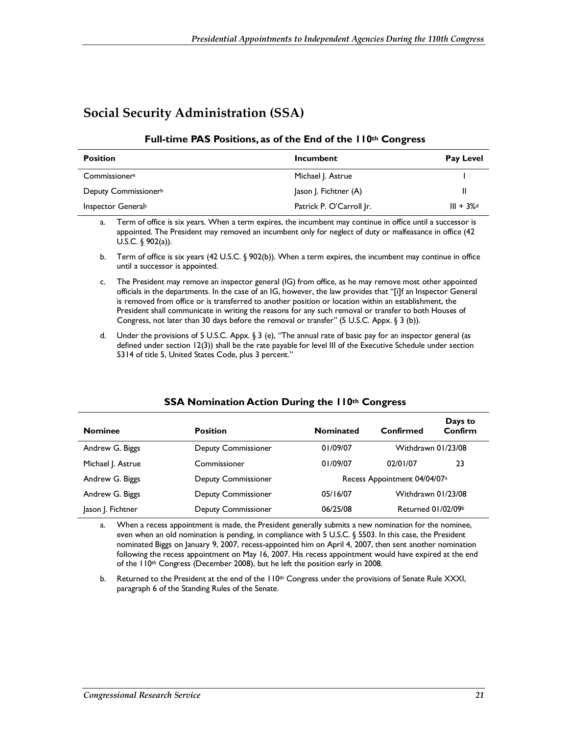## Social Security Administration (SSA)

**Full-time PAS Positions, as of the End of the 110th Congress**

| Position | Incumbent | Pay Level |
|---|---|---|
| Commissioner[a] | Michael J. Astrue | I |
| Deputy Commissioner[b] | Jason J. Fichtner (A) | II |
| Inspector General[c] | Patrick P. O'Carroll Jr. | III + 3%[d] |

a. Term of office is six years. When a term expires, the incumbent may continue in office until a successor is appointed. The President may removed an incumbent only for neglect of duty or malfeasance in office (42 U.S.C. § 902(a)).

b. Term of office is six years (42 U.S.C. § 902(b)). When a term expires, the incumbent may continue in office until a successor is appointed.

c. The President may remove an inspector general (IG) from office, as he may remove most other appointed officials in the departments. In the case of an IG, however, the law provides that "[i]f an Inspector General is removed from office or is transferred to another position or location within an establishment, the President shall communicate in writing the reasons for any such removal or transfer to both Houses of Congress, not later than 30 days before the removal or transfer" (5 U.S.C. Appx. § 3 (b)).

d. Under the provisions of 5 U.S.C. Appx. § 3 (e), "The annual rate of basic pay for an inspector general (as defined under section 12(3)) shall be the rate payable for level III of the Executive Schedule under section 5314 of title 5, United States Code, plus 3 percent."

**SSA Nomination Action During the 110th Congress**

| Nominee | Position | Nominated | Confirmed | Days to Confirm |
|---|---|---|---|---|
| Andrew G. Biggs | Deputy Commissioner | 01/09/07 | Withdrawn 01/23/08 | |
| Michael J. Astrue | Commissioner | 01/09/07 | 02/01/07 | 23 |
| Andrew G. Biggs | Deputy Commissioner | Recess Appointment 04/04/07[a] | | |
| Andrew G. Biggs | Deputy Commissioner | 05/16/07 | Withdrawn 01/23/08 | |
| Jason J. Fichtner | Deputy Commissioner | 06/25/08 | Returned 01/02/09[b] | |

a. When a recess appointment is made, the President generally submits a new nomination for the nominee, even when an old nomination is pending, in compliance with 5 U.S.C. § 5503. In this case, the President nominated Biggs on January 9, 2007, recess-appointed him on April 4, 2007, then sent another nomination following the recess appointment on May 16, 2007. His recess appointment would have expired at the end of the 110th Congress (December 2008), but he left the position early in 2008.

b. Returned to the President at the end of the 110th Congress under the provisions of Senate Rule XXXI, paragraph 6 of the Standing Rules of the Senate.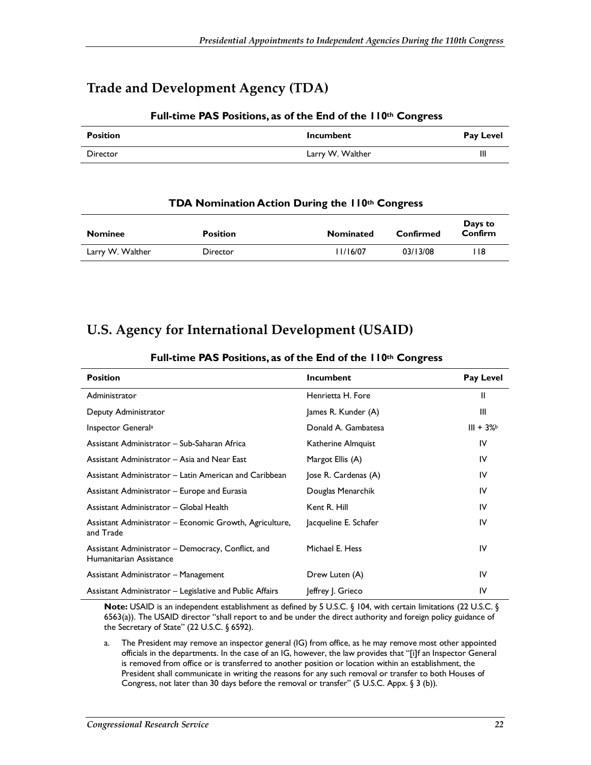## Trade and Development Agency (TDA)

**Full-time PAS Positions, as of the End of the 110th Congress**

| Position | Incumbent | Pay Level |
| --- | --- | --- |
| Director | Larry W. Walther | III |

**TDA Nomination Action During the 110th Congress**

| Nominee | Position | Nominated | Confirmed | Days to Confirm |
| --- | --- | --- | --- | --- |
| Larry W. Walther | Director | 11/16/07 | 03/13/08 | 118 |

## U.S. Agency for International Development (USAID)

**Full-time PAS Positions, as of the End of the 110th Congress**

| Position | Incumbent | Pay Level |
| --- | --- | --- |
| Administrator | Henrietta H. Fore | II |
| Deputy Administrator | James R. Kunder (A) | III |
| Inspector General[a] | Donald A. Gambatesa | III + 3%[b] |
| Assistant Administrator – Sub-Saharan Africa | Katherine Almquist | IV |
| Assistant Administrator – Asia and Near East | Margot Ellis (A) | IV |
| Assistant Administrator – Latin American and Caribbean | Jose R. Cardenas (A) | IV |
| Assistant Administrator – Europe and Eurasia | Douglas Menarchik | IV |
| Assistant Administrator – Global Health | Kent R. Hill | IV |
| Assistant Administrator – Economic Growth, Agriculture, and Trade | Jacqueline E. Schafer | IV |
| Assistant Administrator – Democracy, Conflict, and Humanitarian Assistance | Michael E. Hess | IV |
| Assistant Administrator – Management | Drew Luten (A) | IV |
| Assistant Administrator – Legislative and Public Affairs | Jeffrey J. Grieco | IV |

**Note:** USAID is an independent establishment as defined by 5 U.S.C. § 104, with certain limitations (22 U.S.C. § 6563(a)). The USAID director "shall report to and be under the direct authority and foreign policy guidance of the Secretary of State" (22 U.S.C. § 6592).

a. The President may remove an inspector general (IG) from office, as he may remove most other appointed officials in the departments. In the case of an IG, however, the law provides that "[i]f an Inspector General is removed from office or is transferred to another position or location within an establishment, the President shall communicate in writing the reasons for any such removal or transfer to both Houses of Congress, not later than 30 days before the removal or transfer" (5 U.S.C. Appx. § 3 (b)).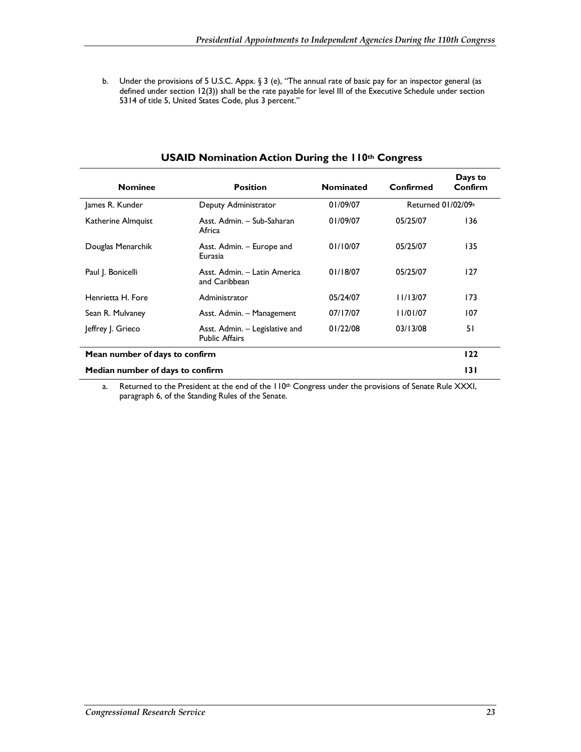b. Under the provisions of 5 U.S.C. Appx. § 3 (e), "The annual rate of basic pay for an inspector general (as defined under section 12(3)) shall be the rate payable for level III of the Executive Schedule under section 5314 of title 5, United States Code, plus 3 percent."

## USAID Nomination Action During the 110th Congress

| Nominee | Position | Nominated | Confirmed | Days to Confirm |
|---|---|---|---|---|
| James R. Kunder | Deputy Administrator | 01/09/07 | Returned 01/02/09[a] | |
| Katherine Almquist | Asst. Admin. – Sub-Saharan Africa | 01/09/07 | 05/25/07 | 136 |
| Douglas Menarchik | Asst. Admin. – Europe and Eurasia | 01/10/07 | 05/25/07 | 135 |
| Paul J. Bonicelli | Asst. Admin. – Latin America and Caribbean | 01/18/07 | 05/25/07 | 127 |
| Henrietta H. Fore | Administrator | 05/24/07 | 11/13/07 | 173 |
| Sean R. Mulvaney | Asst. Admin. – Management | 07/17/07 | 11/01/07 | 107 |
| Jeffrey J. Grieco | Asst. Admin. – Legislative and Public Affairs | 01/22/08 | 03/13/08 | 51 |
| **Mean number of days to confirm** | | | | **122** |
| **Median number of days to confirm** | | | | **131** |

a. Returned to the President at the end of the 110th Congress under the provisions of Senate Rule XXXI, paragraph 6, of the Standing Rules of the Senate.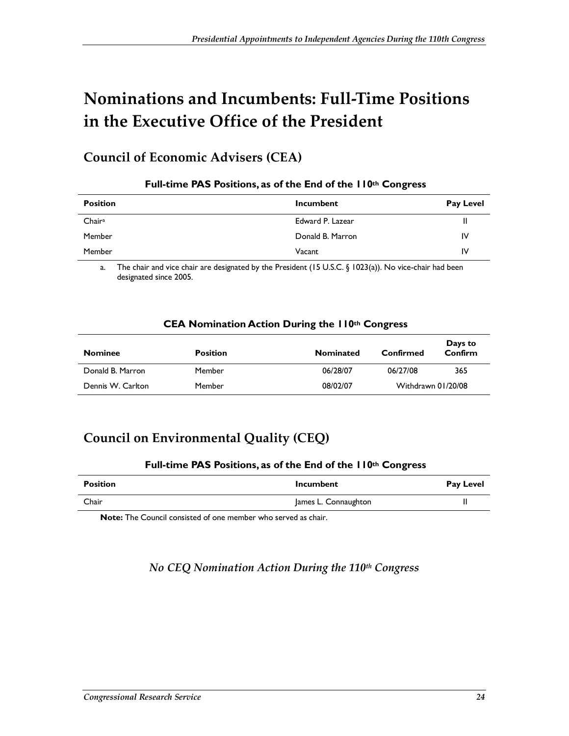# Nominations and Incumbents: Full-Time Positions in the Executive Office of the President

## Council of Economic Advisers (CEA)

**Full-time PAS Positions, as of the End of the 110th Congress**

| Position | Incumbent | Pay Level |
|---|---|---|
| Chair[a] | Edward P. Lazear | II |
| Member | Donald B. Marron | IV |
| Member | Vacant | IV |

a. The chair and vice chair are designated by the President (15 U.S.C. § 1023(a)). No vice-chair had been designated since 2005.

**CEA Nomination Action During the 110th Congress**

| Nominee | Position | Nominated | Confirmed | Days to Confirm |
|---|---|---|---|---|
| Donald B. Marron | Member | 06/28/07 | 06/27/08 | 365 |
| Dennis W. Carlton | Member | 08/02/07 | Withdrawn 01/20/08 | |

## Council on Environmental Quality (CEQ)

**Full-time PAS Positions, as of the End of the 110th Congress**

| Position | Incumbent | Pay Level |
|---|---|---|
| Chair | James L. Connaughton | II |

**Note:** The Council consisted of one member who served as chair.

*No CEQ Nomination Action During the 110th Congress*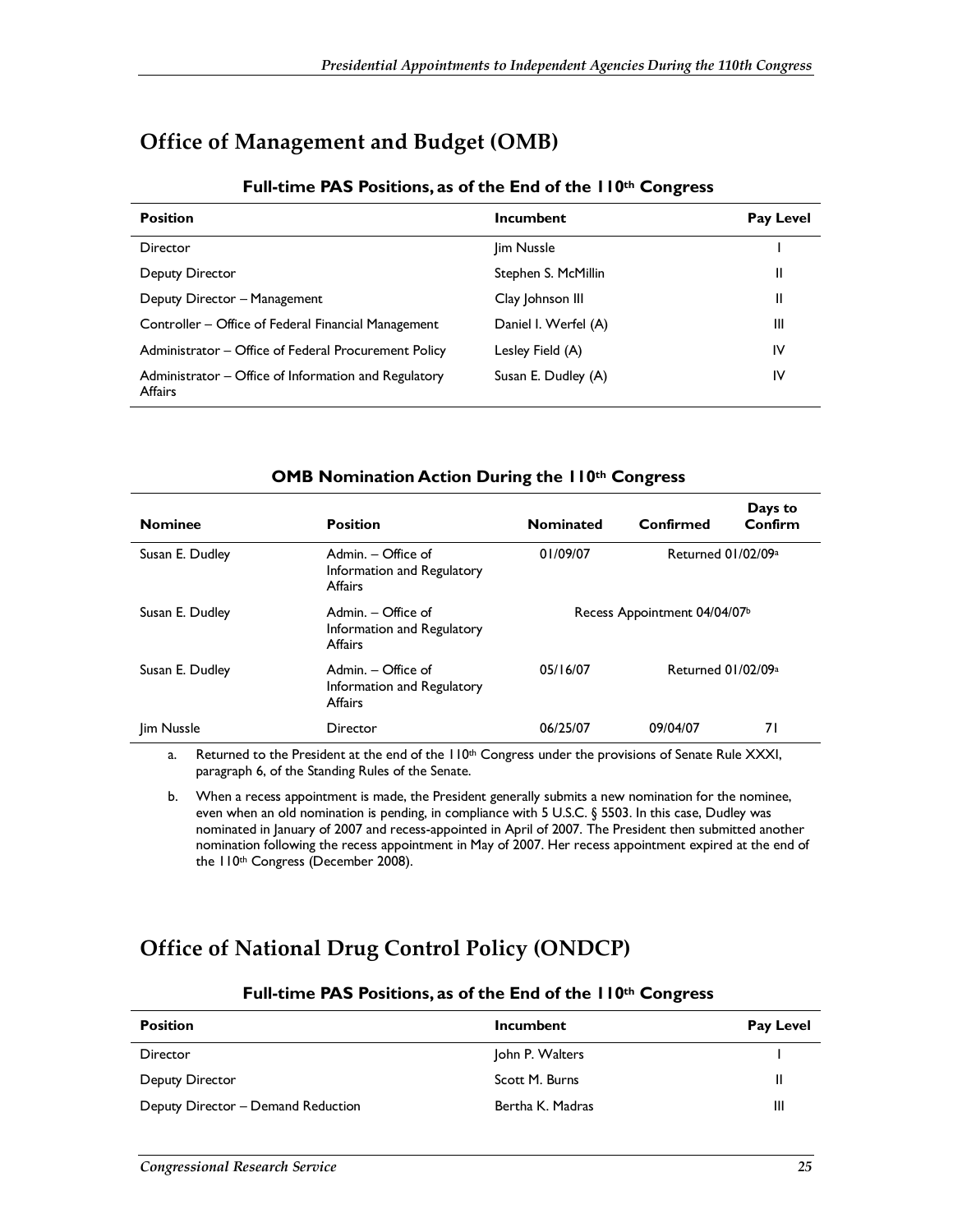## Office of Management and Budget (OMB)

**Full-time PAS Positions, as of the End of the 110th Congress**

| Position | Incumbent | Pay Level |
|---|---|---|
| Director | Jim Nussle | I |
| Deputy Director | Stephen S. McMillin | II |
| Deputy Director – Management | Clay Johnson III | II |
| Controller – Office of Federal Financial Management | Daniel I. Werfel (A) | III |
| Administrator – Office of Federal Procurement Policy | Lesley Field (A) | IV |
| Administrator – Office of Information and Regulatory Affairs | Susan E. Dudley (A) | IV |

**OMB Nomination Action During the 110th Congress**

| Nominee | Position | Nominated | Confirmed | Days to Confirm |
|---|---|---|---|---|
| Susan E. Dudley | Admin. – Office of Information and Regulatory Affairs | 01/09/07 | Returned 01/02/09[a] | |
| Susan E. Dudley | Admin. – Office of Information and Regulatory Affairs | Recess Appointment 04/04/07[b] | | |
| Susan E. Dudley | Admin. – Office of Information and Regulatory Affairs | 05/16/07 | Returned 01/02/09[a] | |
| Jim Nussle | Director | 06/25/07 | 09/04/07 | 71 |

a. Returned to the President at the end of the 110th Congress under the provisions of Senate Rule XXXI, paragraph 6, of the Standing Rules of the Senate.

b. When a recess appointment is made, the President generally submits a new nomination for the nominee, even when an old nomination is pending, in compliance with 5 U.S.C. § 5503. In this case, Dudley was nominated in January of 2007 and recess-appointed in April of 2007. The President then submitted another nomination following the recess appointment in May of 2007. Her recess appointment expired at the end of the 110th Congress (December 2008).

## Office of National Drug Control Policy (ONDCP)

**Full-time PAS Positions, as of the End of the 110th Congress**

| Position | Incumbent | Pay Level |
|---|---|---|
| Director | John P. Walters | I |
| Deputy Director | Scott M. Burns | II |
| Deputy Director – Demand Reduction | Bertha K. Madras | III |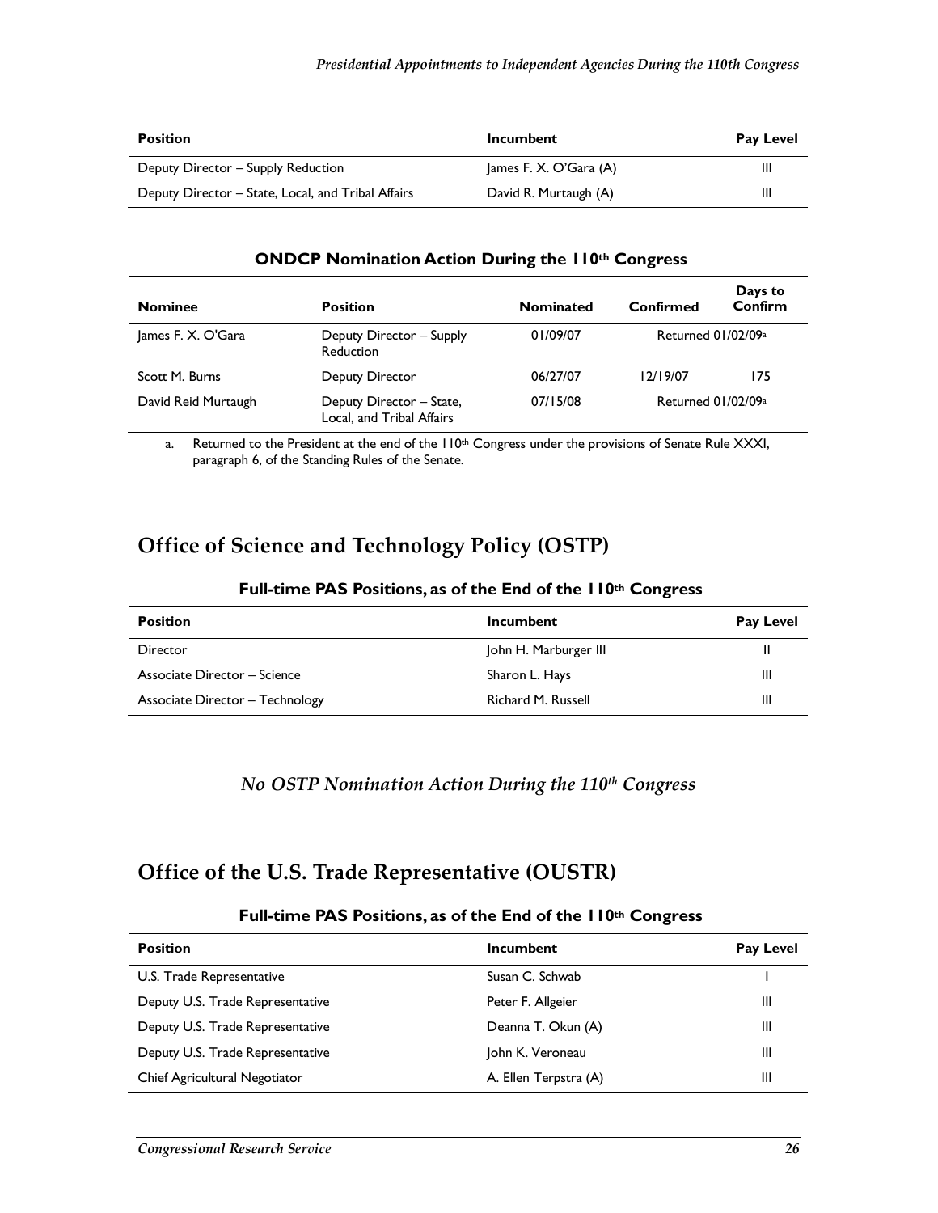| Position | Incumbent | Pay Level |
|---|---|---|
| Deputy Director – Supply Reduction | James F. X. O'Gara (A) | III |
| Deputy Director – State, Local, and Tribal Affairs | David R. Murtaugh (A) | III |

#### ONDCP Nomination Action During the 110th Congress

| Nominee | Position | Nominated | Confirmed | Days to Confirm |
|---|---|---|---|---|
| James F. X. O'Gara | Deputy Director – Supply Reduction | 01/09/07 | Returned 01/02/09[a] | |
| Scott M. Burns | Deputy Director | 06/27/07 | 12/19/07 | 175 |
| David Reid Murtaugh | Deputy Director – State, Local, and Tribal Affairs | 07/15/08 | Returned 01/02/09[a] | |

a. Returned to the President at the end of the 110th Congress under the provisions of Senate Rule XXXI, paragraph 6, of the Standing Rules of the Senate.

## Office of Science and Technology Policy (OSTP)

#### Full-time PAS Positions, as of the End of the 110th Congress

| Position | Incumbent | Pay Level |
|---|---|---|
| Director | John H. Marburger III | II |
| Associate Director – Science | Sharon L. Hays | III |
| Associate Director – Technology | Richard M. Russell | III |

*No OSTP Nomination Action During the 110th Congress*

## Office of the U.S. Trade Representative (OUSTR)

#### Full-time PAS Positions, as of the End of the 110th Congress

| Position | Incumbent | Pay Level |
|---|---|---|
| U.S. Trade Representative | Susan C. Schwab | I |
| Deputy U.S. Trade Representative | Peter F. Allgeier | III |
| Deputy U.S. Trade Representative | Deanna T. Okun (A) | III |
| Deputy U.S. Trade Representative | John K. Veroneau | III |
| Chief Agricultural Negotiator | A. Ellen Terpstra (A) | III |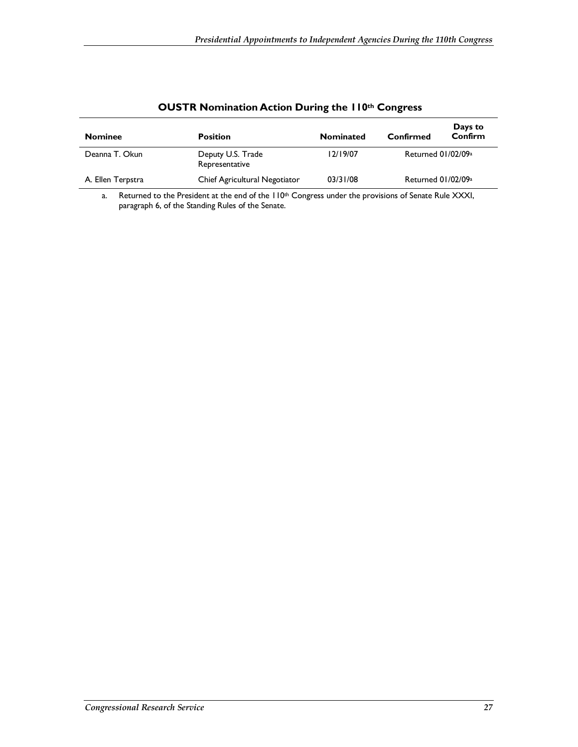## OUSTR Nomination Action During the 110th Congress

| Nominee | Position | Nominated | Confirmed | Days to Confirm |
| --- | --- | --- | --- | --- |
| Deanna T. Okun | Deputy U.S. Trade Representative | 12/19/07 | Returned 01/02/09[a] | |
| A. Ellen Terpstra | Chief Agricultural Negotiator | 03/31/08 | Returned 01/02/09[a] | |

a. Returned to the President at the end of the 110th Congress under the provisions of Senate Rule XXXI, paragraph 6, of the Standing Rules of the Senate.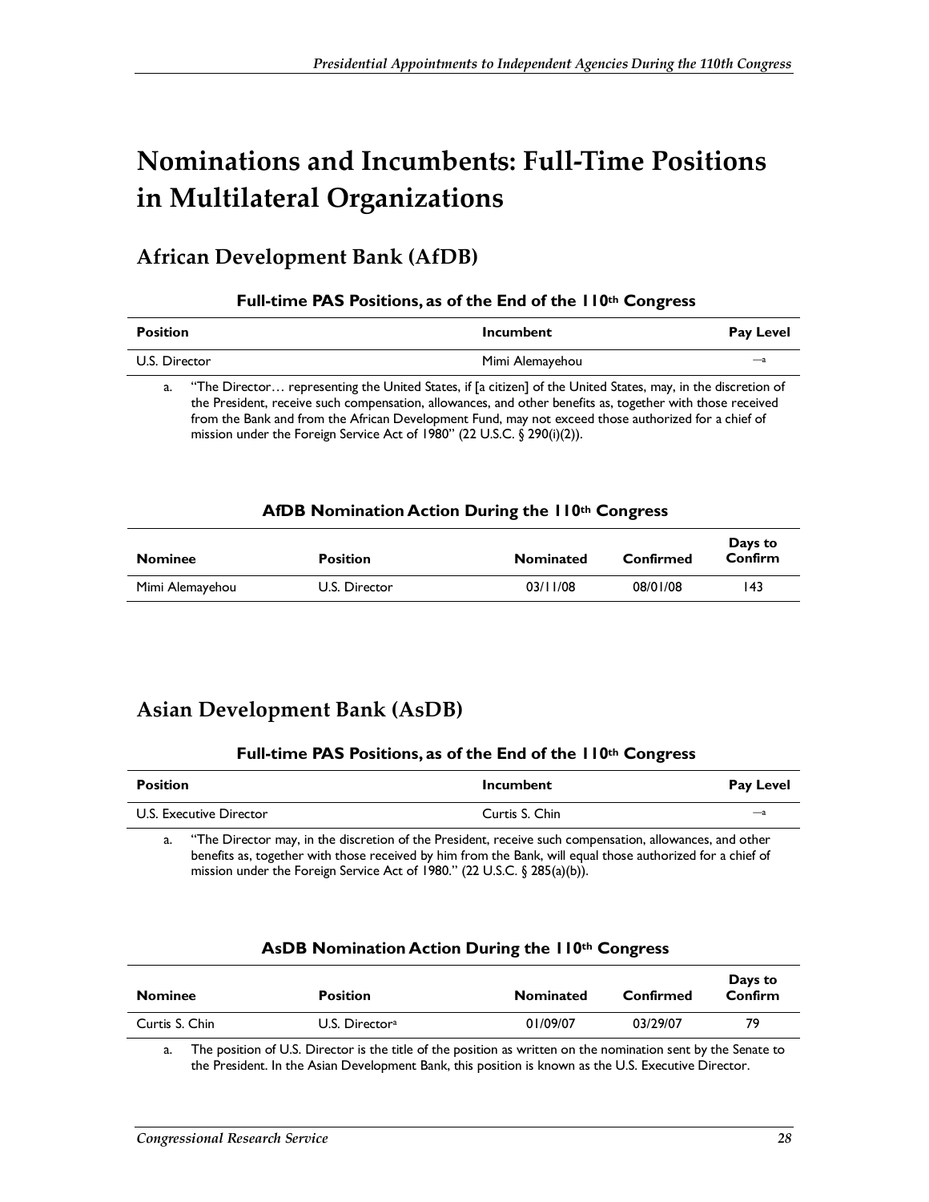# Nominations and Incumbents: Full-Time Positions in Multilateral Organizations

## African Development Bank (AfDB)

**Full-time PAS Positions, as of the End of the 110th Congress**

| Position | Incumbent | Pay Level |
| --- | --- | --- |
| U.S. Director | Mimi Alemayehou | —[a] |

a. "The Director… representing the United States, if [a citizen] of the United States, may, in the discretion of the President, receive such compensation, allowances, and other benefits as, together with those received from the Bank and from the African Development Fund, may not exceed those authorized for a chief of mission under the Foreign Service Act of 1980" (22 U.S.C. § 290(i)(2)).

**AfDB Nomination Action During the 110th Congress**

| Nominee | Position | Nominated | Confirmed | Days to Confirm |
| --- | --- | --- | --- | --- |
| Mimi Alemayehou | U.S. Director | 03/11/08 | 08/01/08 | 143 |

## Asian Development Bank (AsDB)

**Full-time PAS Positions, as of the End of the 110th Congress**

| Position | Incumbent | Pay Level |
| --- | --- | --- |
| U.S. Executive Director | Curtis S. Chin | —[a] |

a. "The Director may, in the discretion of the President, receive such compensation, allowances, and other benefits as, together with those received by him from the Bank, will equal those authorized for a chief of mission under the Foreign Service Act of 1980." (22 U.S.C. § 285(a)(b)).

**AsDB Nomination Action During the 110th Congress**

| Nominee | Position | Nominated | Confirmed | Days to Confirm |
| --- | --- | --- | --- | --- |
| Curtis S. Chin | U.S. Director[a] | 01/09/07 | 03/29/07 | 79 |

a. The position of U.S. Director is the title of the position as written on the nomination sent by the Senate to the President. In the Asian Development Bank, this position is known as the U.S. Executive Director.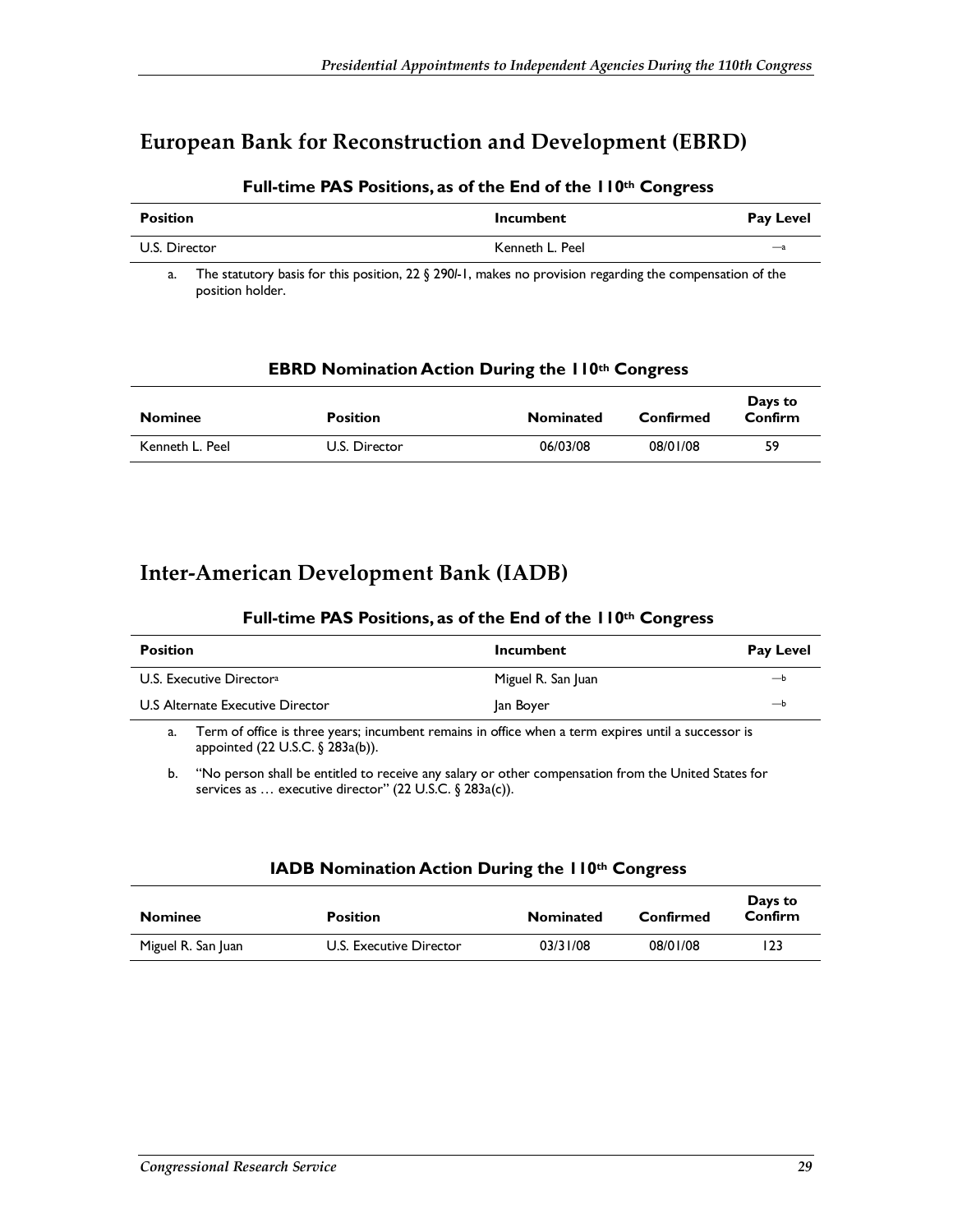## European Bank for Reconstruction and Development (EBRD)

**Full-time PAS Positions, as of the End of the 110th Congress**

| Position | Incumbent | Pay Level |
|---|---|---|
| U.S. Director | Kenneth L. Peel | —[a] |

a. The statutory basis for this position, 22 § 290l-1, makes no provision regarding the compensation of the position holder.

**EBRD Nomination Action During the 110th Congress**

| Nominee | Position | Nominated | Confirmed | Days to Confirm |
|---|---|---|---|---|
| Kenneth L. Peel | U.S. Director | 06/03/08 | 08/01/08 | 59 |

## Inter-American Development Bank (IADB)

**Full-time PAS Positions, as of the End of the 110th Congress**

| Position | Incumbent | Pay Level |
|---|---|---|
| U.S. Executive Director[a] | Miguel R. San Juan | —[b] |
| U.S Alternate Executive Director | Jan Boyer | —[b] |

a. Term of office is three years; incumbent remains in office when a term expires until a successor is appointed (22 U.S.C. § 283a(b)).

b. "No person shall be entitled to receive any salary or other compensation from the United States for services as … executive director" (22 U.S.C. § 283a(c)).

**IADB Nomination Action During the 110th Congress**

| Nominee | Position | Nominated | Confirmed | Days to Confirm |
|---|---|---|---|---|
| Miguel R. San Juan | U.S. Executive Director | 03/31/08 | 08/01/08 | 123 |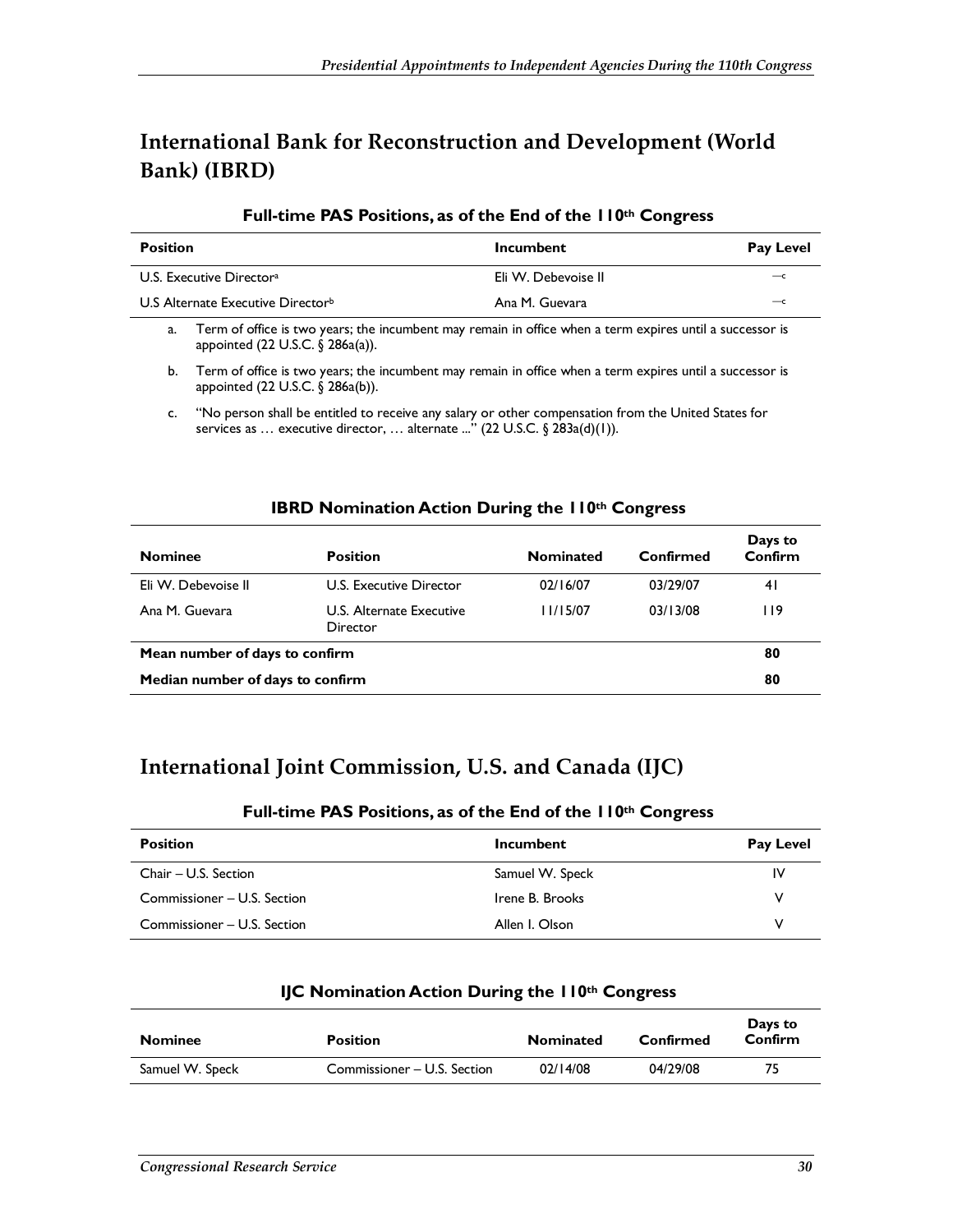## International Bank for Reconstruction and Development (World Bank) (IBRD)

**Full-time PAS Positions, as of the End of the 110th Congress**

| Position | Incumbent | Pay Level |
|---|---|---|
| U.S. Executive Director[a] | Eli W. Debevoise II | —[c] |
| U.S Alternate Executive Director[b] | Ana M. Guevara | —[c] |

a. Term of office is two years; the incumbent may remain in office when a term expires until a successor is appointed (22 U.S.C. § 286a(a)).

b. Term of office is two years; the incumbent may remain in office when a term expires until a successor is appointed (22 U.S.C. § 286a(b)).

c. "No person shall be entitled to receive any salary or other compensation from the United States for services as … executive director, … alternate ..." (22 U.S.C. § 283a(d)(1)).

**IBRD Nomination Action During the 110th Congress**

| Nominee | Position | Nominated | Confirmed | Days to Confirm |
|---|---|---|---|---|
| Eli W. Debevoise II | U.S. Executive Director | 02/16/07 | 03/29/07 | 41 |
| Ana M. Guevara | U.S. Alternate Executive Director | 11/15/07 | 03/13/08 | 119 |
| **Mean number of days to confirm** | | | | **80** |
| **Median number of days to confirm** | | | | **80** |

## International Joint Commission, U.S. and Canada (IJC)

**Full-time PAS Positions, as of the End of the 110th Congress**

| Position | Incumbent | Pay Level |
|---|---|---|
| Chair – U.S. Section | Samuel W. Speck | IV |
| Commissioner – U.S. Section | Irene B. Brooks | V |
| Commissioner – U.S. Section | Allen I. Olson | V |

**IJC Nomination Action During the 110th Congress**

| Nominee | Position | Nominated | Confirmed | Days to Confirm |
|---|---|---|---|---|
| Samuel W. Speck | Commissioner – U.S. Section | 02/14/08 | 04/29/08 | 75 |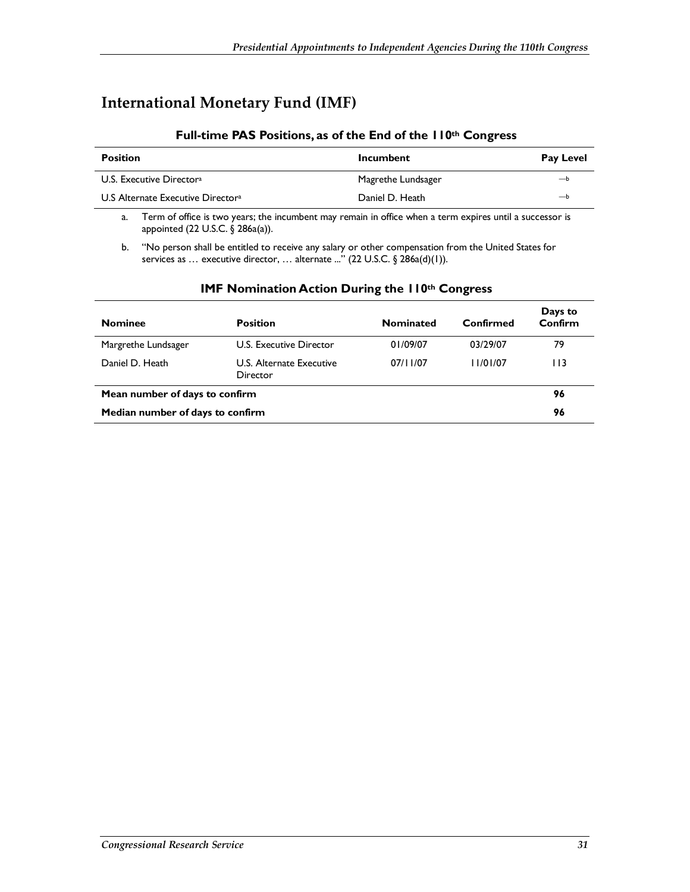## International Monetary Fund (IMF)

### Full-time PAS Positions, as of the End of the 110th Congress

| Position | Incumbent | Pay Level |
|---|---|---|
| U.S. Executive Director[a] | Magrethe Lundsager | —[b] |
| U.S Alternate Executive Director[a] | Daniel D. Heath | —[b] |

a. Term of office is two years; the incumbent may remain in office when a term expires until a successor is appointed (22 U.S.C. § 286a(a)).

b. "No person shall be entitled to receive any salary or other compensation from the United States for services as … executive director, … alternate ..." (22 U.S.C. § 286a(d)(1)).

### IMF Nomination Action During the 110th Congress

| Nominee | Position | Nominated | Confirmed | Days to Confirm |
|---|---|---|---|---|
| Margrethe Lundsager | U.S. Executive Director | 01/09/07 | 03/29/07 | 79 |
| Daniel D. Heath | U.S. Alternate Executive Director | 07/11/07 | 11/01/07 | 113 |
| **Mean number of days to confirm** | | | | **96** |
| **Median number of days to confirm** | | | | **96** |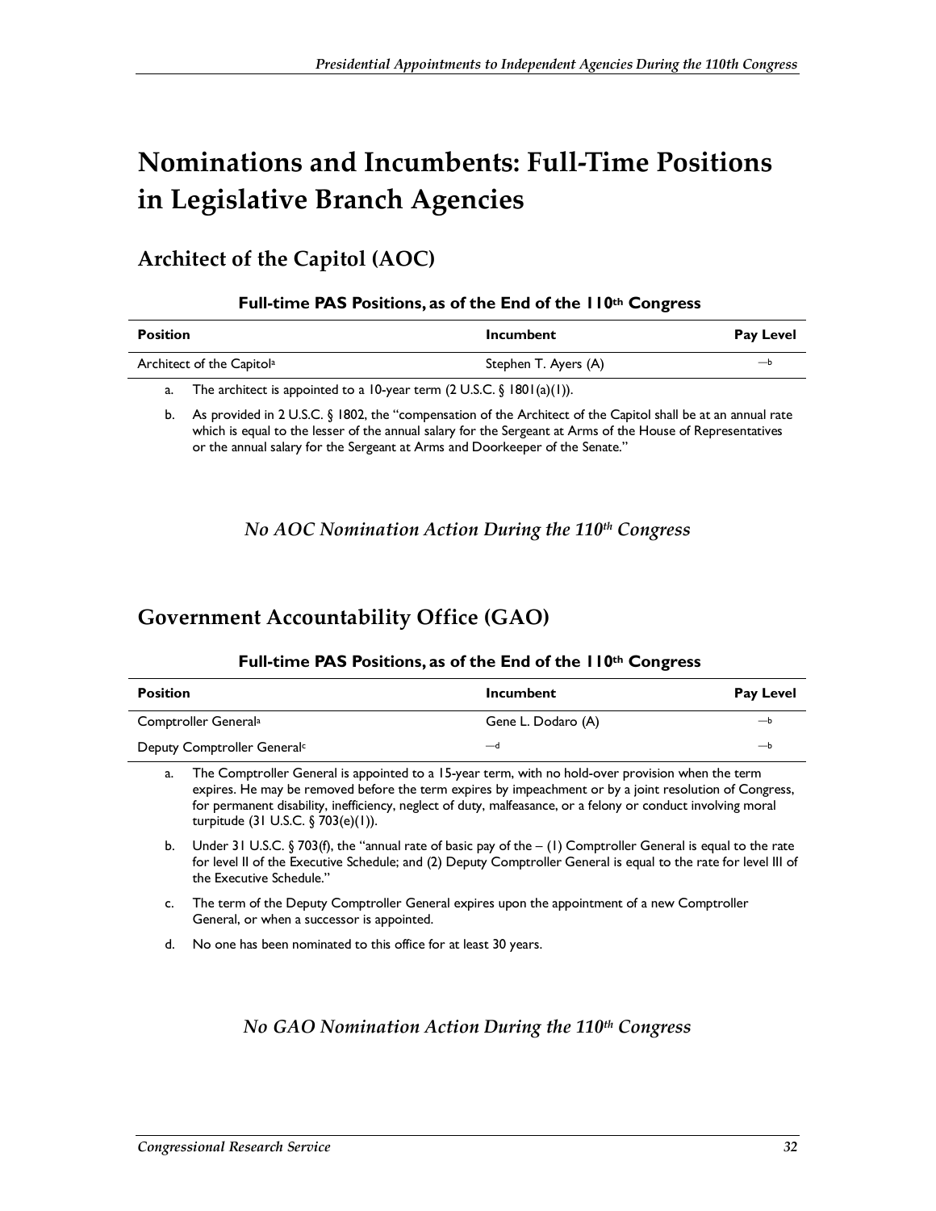# Nominations and Incumbents: Full-Time Positions in Legislative Branch Agencies

## Architect of the Capitol (AOC)

**Full-time PAS Positions, as of the End of the 110th Congress**

| Position | Incumbent | Pay Level |
| --- | --- | --- |
| Architect of the Capitol[a] | Stephen T. Ayers (A) | —[b] |

a. The architect is appointed to a 10-year term (2 U.S.C. § 1801(a)(1)).

b. As provided in 2 U.S.C. § 1802, the "compensation of the Architect of the Capitol shall be at an annual rate which is equal to the lesser of the annual salary for the Sergeant at Arms of the House of Representatives or the annual salary for the Sergeant at Arms and Doorkeeper of the Senate."

*No AOC Nomination Action During the 110th Congress*

## Government Accountability Office (GAO)

**Full-time PAS Positions, as of the End of the 110th Congress**

| Position | Incumbent | Pay Level |
| --- | --- | --- |
| Comptroller General[a] | Gene L. Dodaro (A) | —[b] |
| Deputy Comptroller General[c] | —[d] | —[b] |

a. The Comptroller General is appointed to a 15-year term, with no hold-over provision when the term expires. He may be removed before the term expires by impeachment or by a joint resolution of Congress, for permanent disability, inefficiency, neglect of duty, malfeasance, or a felony or conduct involving moral turpitude (31 U.S.C. § 703(e)(1)).

b. Under 31 U.S.C. § 703(f), the "annual rate of basic pay of the – (1) Comptroller General is equal to the rate for level II of the Executive Schedule; and (2) Deputy Comptroller General is equal to the rate for level III of the Executive Schedule."

c. The term of the Deputy Comptroller General expires upon the appointment of a new Comptroller General, or when a successor is appointed.

d. No one has been nominated to this office for at least 30 years.

*No GAO Nomination Action During the 110th Congress*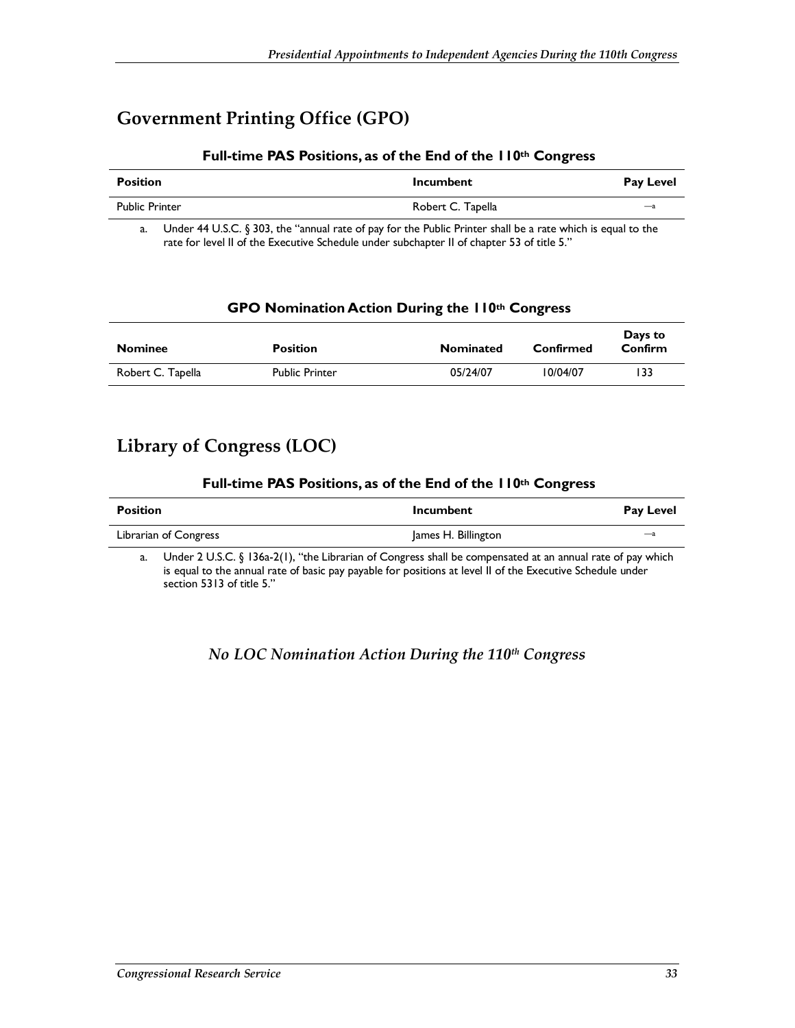## Government Printing Office (GPO)

**Full-time PAS Positions, as of the End of the 110th Congress**

| Position | Incumbent | Pay Level |
|---|---|---|
| Public Printer | Robert C. Tapella | —[a] |

a. Under 44 U.S.C. § 303, the "annual rate of pay for the Public Printer shall be a rate which is equal to the rate for level II of the Executive Schedule under subchapter II of chapter 53 of title 5."

**GPO Nomination Action During the 110th Congress**

| Nominee | Position | Nominated | Confirmed | Days to Confirm |
|---|---|---|---|---|
| Robert C. Tapella | Public Printer | 05/24/07 | 10/04/07 | 133 |

## Library of Congress (LOC)

**Full-time PAS Positions, as of the End of the 110th Congress**

| Position | Incumbent | Pay Level |
|---|---|---|
| Librarian of Congress | James H. Billington | —[a] |

a. Under 2 U.S.C. § 136a-2(1), "the Librarian of Congress shall be compensated at an annual rate of pay which is equal to the annual rate of basic pay payable for positions at level II of the Executive Schedule under section 5313 of title 5."

*No LOC Nomination Action During the 110th Congress*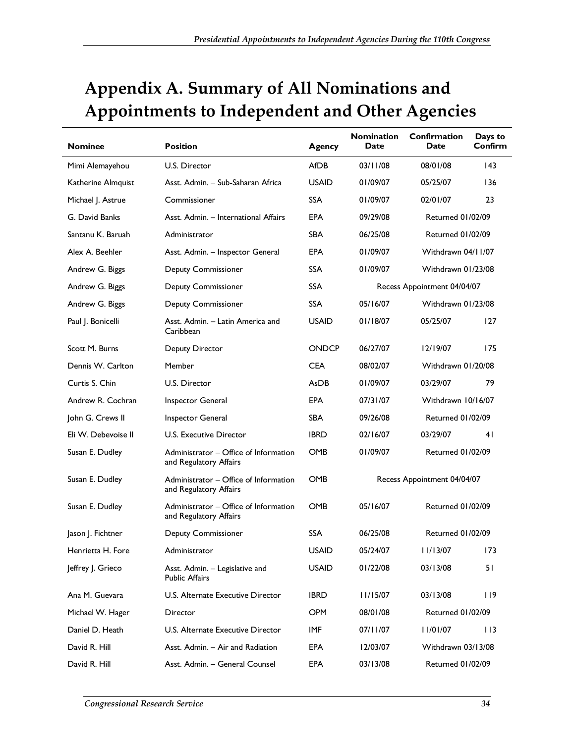# Appendix A. Summary of All Nominations and Appointments to Independent and Other Agencies

| Nominee | Position | Agency | Nomination Date | Confirmation Date | Days to Confirm |
|---|---|---|---|---|---|
| Mimi Alemayehou | U.S. Director | AfDB | 03/11/08 | 08/01/08 | 143 |
| Katherine Almquist | Asst. Admin. – Sub-Saharan Africa | USAID | 01/09/07 | 05/25/07 | 136 |
| Michael J. Astrue | Commissioner | SSA | 01/09/07 | 02/01/07 | 23 |
| G. David Banks | Asst. Admin. – International Affairs | EPA | 09/29/08 | Returned 01/02/09 | |
| Santanu K. Baruah | Administrator | SBA | 06/25/08 | Returned 01/02/09 | |
| Alex A. Beehler | Asst. Admin. – Inspector General | EPA | 01/09/07 | Withdrawn 04/11/07 | |
| Andrew G. Biggs | Deputy Commissioner | SSA | 01/09/07 | Withdrawn 01/23/08 | |
| Andrew G. Biggs | Deputy Commissioner | SSA | Recess Appointment 04/04/07 | | |
| Andrew G. Biggs | Deputy Commissioner | SSA | 05/16/07 | Withdrawn 01/23/08 | |
| Paul J. Bonicelli | Asst. Admin. – Latin America and Caribbean | USAID | 01/18/07 | 05/25/07 | 127 |
| Scott M. Burns | Deputy Director | ONDCP | 06/27/07 | 12/19/07 | 175 |
| Dennis W. Carlton | Member | CEA | 08/02/07 | Withdrawn 01/20/08 | |
| Curtis S. Chin | U.S. Director | AsDB | 01/09/07 | 03/29/07 | 79 |
| Andrew R. Cochran | Inspector General | EPA | 07/31/07 | Withdrawn 10/16/07 | |
| John G. Crews II | Inspector General | SBA | 09/26/08 | Returned 01/02/09 | |
| Eli W. Debevoise II | U.S. Executive Director | IBRD | 02/16/07 | 03/29/07 | 41 |
| Susan E. Dudley | Administrator – Office of Information and Regulatory Affairs | OMB | 01/09/07 | Returned 01/02/09 | |
| Susan E. Dudley | Administrator – Office of Information and Regulatory Affairs | OMB | Recess Appointment 04/04/07 | | |
| Susan E. Dudley | Administrator – Office of Information and Regulatory Affairs | OMB | 05/16/07 | Returned 01/02/09 | |
| Jason J. Fichtner | Deputy Commissioner | SSA | 06/25/08 | Returned 01/02/09 | |
| Henrietta H. Fore | Administrator | USAID | 05/24/07 | 11/13/07 | 173 |
| Jeffrey J. Grieco | Asst. Admin. – Legislative and Public Affairs | USAID | 01/22/08 | 03/13/08 | 51 |
| Ana M. Guevara | U.S. Alternate Executive Director | IBRD | 11/15/07 | 03/13/08 | 119 |
| Michael W. Hager | Director | OPM | 08/01/08 | Returned 01/02/09 | |
| Daniel D. Heath | U.S. Alternate Executive Director | IMF | 07/11/07 | 11/01/07 | 113 |
| David R. Hill | Asst. Admin. – Air and Radiation | EPA | 12/03/07 | Withdrawn 03/13/08 | |
| David R. Hill | Asst. Admin. – General Counsel | EPA | 03/13/08 | Returned 01/02/09 | |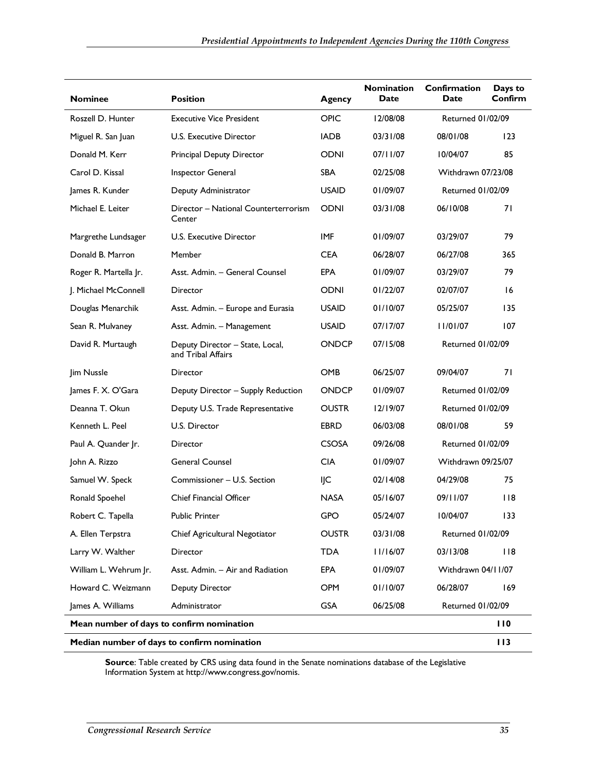| Nominee | Position | Agency | Nomination Date | Confirmation Date | Days to Confirm |
|---|---|---|---|---|---|
| Roszell D. Hunter | Executive Vice President | OPIC | 12/08/08 | Returned 01/02/09 | |
| Miguel R. San Juan | U.S. Executive Director | IADB | 03/31/08 | 08/01/08 | 123 |
| Donald M. Kerr | Principal Deputy Director | ODNI | 07/11/07 | 10/04/07 | 85 |
| Carol D. Kissal | Inspector General | SBA | 02/25/08 | Withdrawn 07/23/08 | |
| James R. Kunder | Deputy Administrator | USAID | 01/09/07 | Returned 01/02/09 | |
| Michael E. Leiter | Director – National Counterterrorism Center | ODNI | 03/31/08 | 06/10/08 | 71 |
| Margrethe Lundsager | U.S. Executive Director | IMF | 01/09/07 | 03/29/07 | 79 |
| Donald B. Marron | Member | CEA | 06/28/07 | 06/27/08 | 365 |
| Roger R. Martella Jr. | Asst. Admin. – General Counsel | EPA | 01/09/07 | 03/29/07 | 79 |
| J. Michael McConnell | Director | ODNI | 01/22/07 | 02/07/07 | 16 |
| Douglas Menarchik | Asst. Admin. – Europe and Eurasia | USAID | 01/10/07 | 05/25/07 | 135 |
| Sean R. Mulvaney | Asst. Admin. – Management | USAID | 07/17/07 | 11/01/07 | 107 |
| David R. Murtaugh | Deputy Director – State, Local, and Tribal Affairs | ONDCP | 07/15/08 | Returned 01/02/09 | |
| Jim Nussle | Director | OMB | 06/25/07 | 09/04/07 | 71 |
| James F. X. O'Gara | Deputy Director – Supply Reduction | ONDCP | 01/09/07 | Returned 01/02/09 | |
| Deanna T. Okun | Deputy U.S. Trade Representative | OUSTR | 12/19/07 | Returned 01/02/09 | |
| Kenneth L. Peel | U.S. Director | EBRD | 06/03/08 | 08/01/08 | 59 |
| Paul A. Quander Jr. | Director | CSOSA | 09/26/08 | Returned 01/02/09 | |
| John A. Rizzo | General Counsel | CIA | 01/09/07 | Withdrawn 09/25/07 | |
| Samuel W. Speck | Commissioner – U.S. Section | IJC | 02/14/08 | 04/29/08 | 75 |
| Ronald Spoehel | Chief Financial Officer | NASA | 05/16/07 | 09/11/07 | 118 |
| Robert C. Tapella | Public Printer | GPO | 05/24/07 | 10/04/07 | 133 |
| A. Ellen Terpstra | Chief Agricultural Negotiator | OUSTR | 03/31/08 | Returned 01/02/09 | |
| Larry W. Walther | Director | TDA | 11/16/07 | 03/13/08 | 118 |
| William L. Wehrum Jr. | Asst. Admin. – Air and Radiation | EPA | 01/09/07 | Withdrawn 04/11/07 | |
| Howard C. Weizmann | Deputy Director | OPM | 01/10/07 | 06/28/07 | 169 |
| James A. Williams | Administrator | GSA | 06/25/08 | Returned 01/02/09 | |
| **Mean number of days to confirm nomination** | | | | | **110** |
| **Median number of days to confirm nomination** | | | | | **113** |

**Source**: Table created by CRS using data found in the Senate nominations database of the Legislative Information System at http://www.congress.gov/nomis.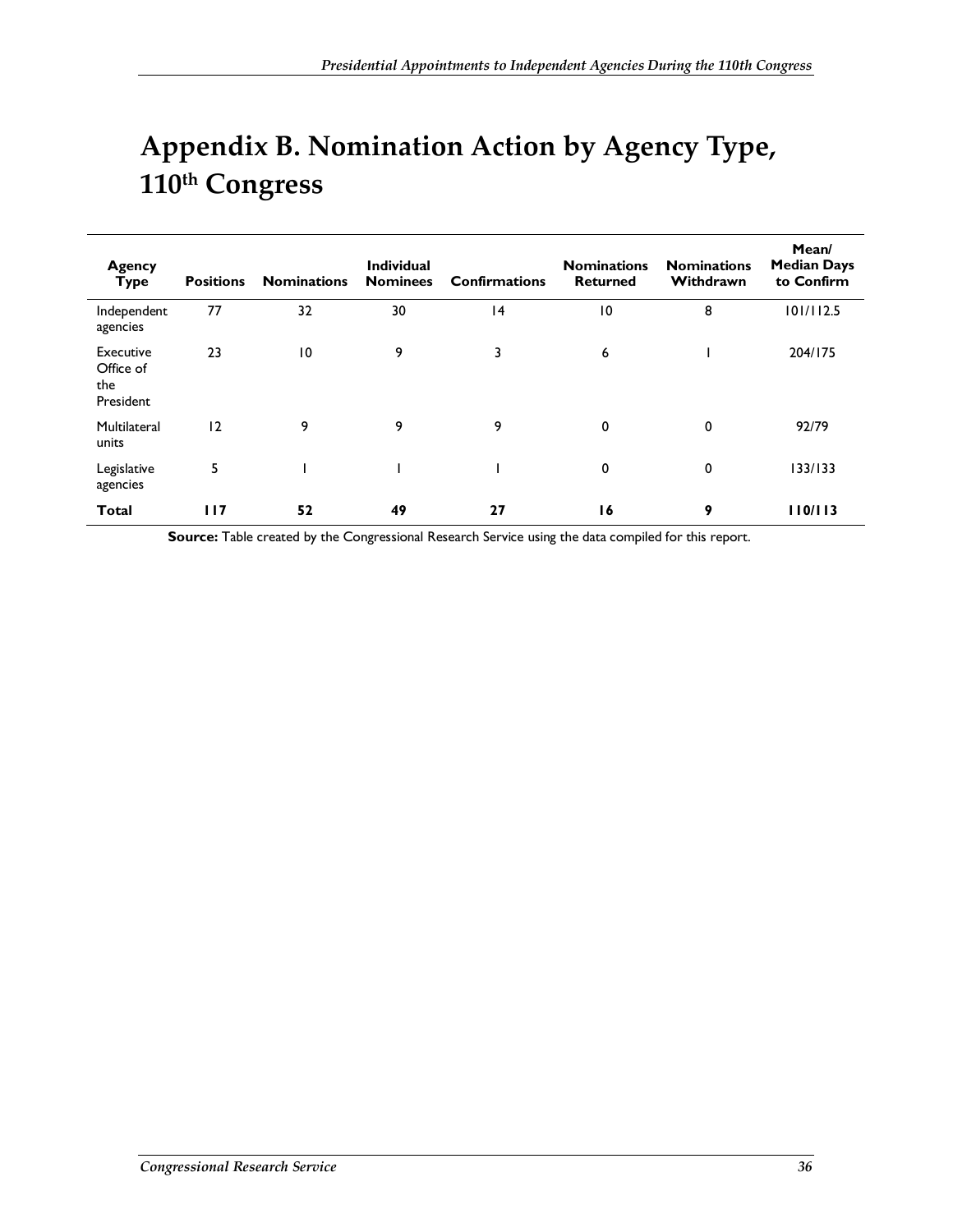# Appendix B. Nomination Action by Agency Type, 110th Congress

| Agency Type | Positions | Nominations | Individual Nominees | Confirmations | Nominations Returned | Nominations Withdrawn | Mean/ Median Days to Confirm |
|---|---|---|---|---|---|---|---|
| Independent agencies | 77 | 32 | 30 | 14 | 10 | 8 | 101/112.5 |
| Executive Office of the President | 23 | 10 | 9 | 3 | 6 | 1 | 204/175 |
| Multilateral units | 12 | 9 | 9 | 9 | 0 | 0 | 92/79 |
| Legislative agencies | 5 | 1 | 1 | 1 | 0 | 0 | 133/133 |
| **Total** | **117** | **52** | **49** | **27** | **16** | **9** | **110/113** |

**Source:** Table created by the Congressional Research Service using the data compiled for this report.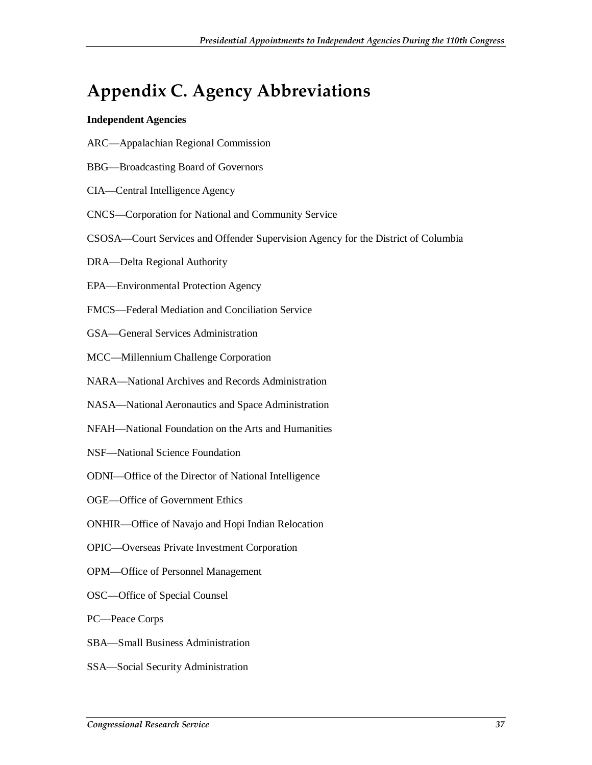# Appendix C. Agency Abbreviations

**Independent Agencies**

ARC—Appalachian Regional Commission

BBG—Broadcasting Board of Governors

CIA—Central Intelligence Agency

CNCS—Corporation for National and Community Service

CSOSA—Court Services and Offender Supervision Agency for the District of Columbia

DRA—Delta Regional Authority

EPA—Environmental Protection Agency

FMCS—Federal Mediation and Conciliation Service

GSA—General Services Administration

MCC—Millennium Challenge Corporation

NARA—National Archives and Records Administration

NASA—National Aeronautics and Space Administration

NFAH—National Foundation on the Arts and Humanities

NSF—National Science Foundation

ODNI—Office of the Director of National Intelligence

OGE—Office of Government Ethics

ONHIR—Office of Navajo and Hopi Indian Relocation

OPIC—Overseas Private Investment Corporation

OPM—Office of Personnel Management

OSC—Office of Special Counsel

PC—Peace Corps

SBA—Small Business Administration

SSA—Social Security Administration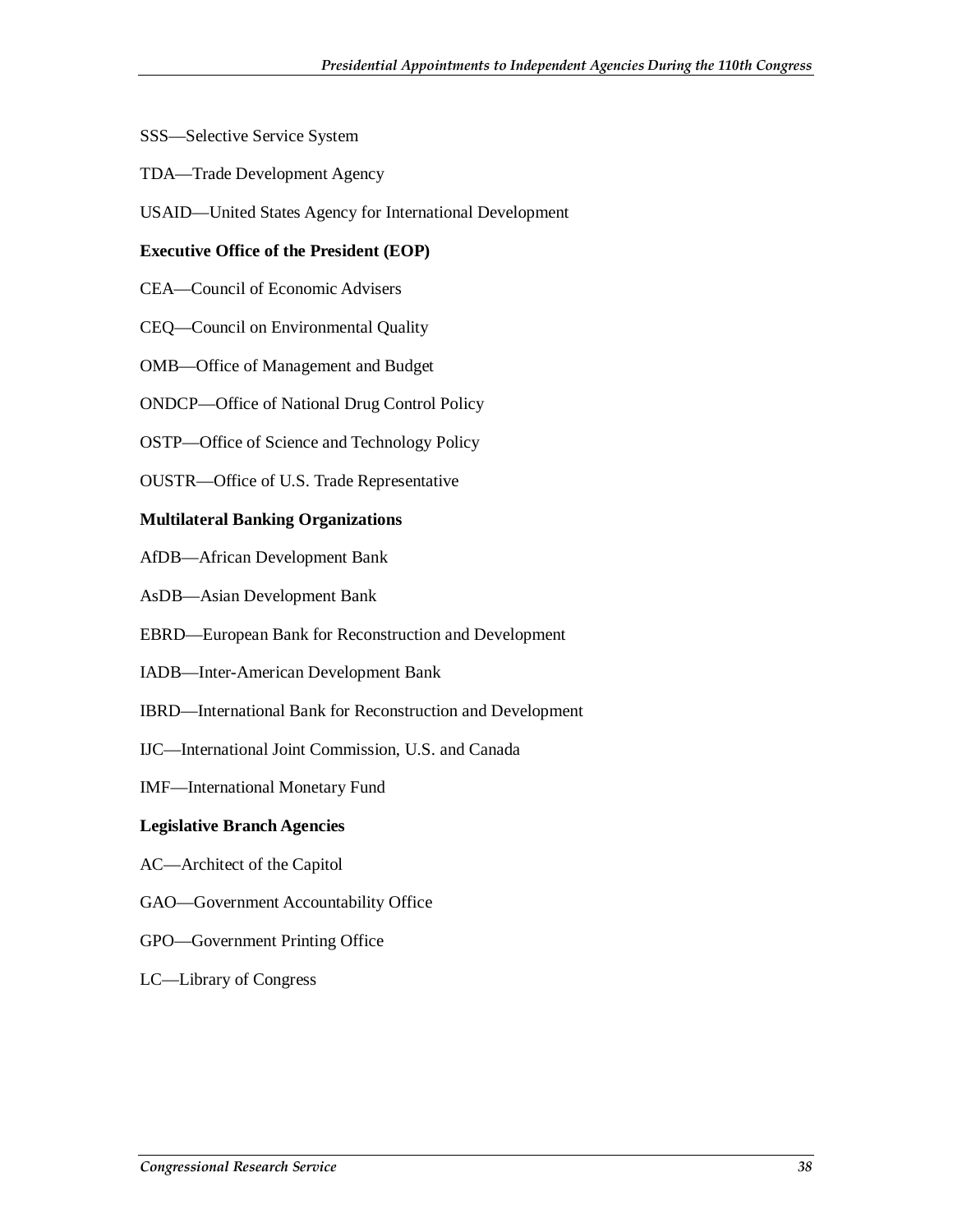SSS—Selective Service System

TDA—Trade Development Agency

USAID—United States Agency for International Development

**Executive Office of the President (EOP)**

CEA—Council of Economic Advisers

CEQ—Council on Environmental Quality

OMB—Office of Management and Budget

ONDCP—Office of National Drug Control Policy

OSTP—Office of Science and Technology Policy

OUSTR—Office of U.S. Trade Representative

**Multilateral Banking Organizations**

AfDB—African Development Bank

AsDB—Asian Development Bank

EBRD—European Bank for Reconstruction and Development

IADB—Inter-American Development Bank

IBRD—International Bank for Reconstruction and Development

IJC—International Joint Commission, U.S. and Canada

IMF—International Monetary Fund

**Legislative Branch Agencies**

AC—Architect of the Capitol

GAO—Government Accountability Office

GPO—Government Printing Office

LC—Library of Congress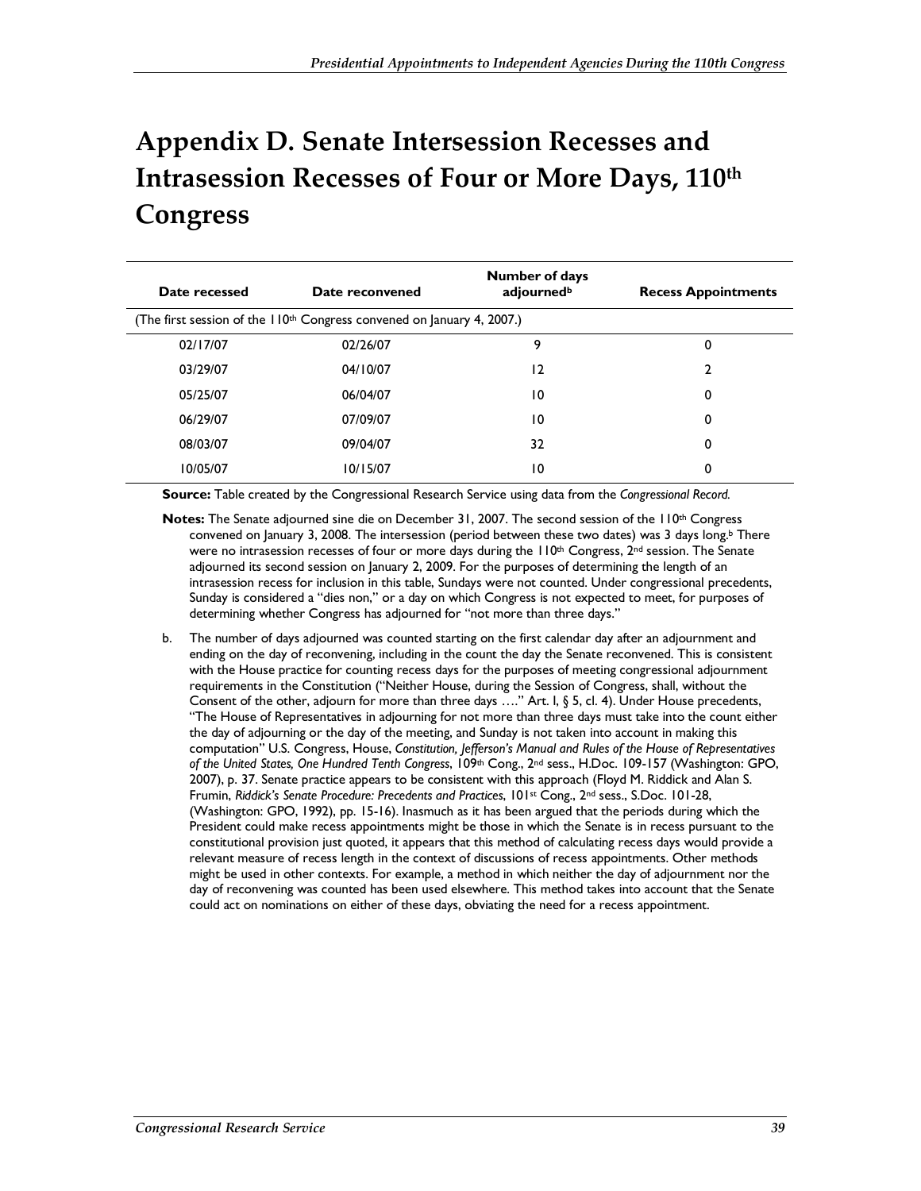# Appendix D. Senate Intersession Recesses and Intrasession Recesses of Four or More Days, 110th Congress

| Date recessed | Date reconvened | Number of days adjourned[b] | Recess Appointments |
|---|---|---|---|
| (The first session of the 110th Congress convened on January 4, 2007.) | | | |
| 02/17/07 | 02/26/07 | 9 | 0 |
| 03/29/07 | 04/10/07 | 12 | 2 |
| 05/25/07 | 06/04/07 | 10 | 0 |
| 06/29/07 | 07/09/07 | 10 | 0 |
| 08/03/07 | 09/04/07 | 32 | 0 |
| 10/05/07 | 10/15/07 | 10 | 0 |

**Source:** Table created by the Congressional Research Service using data from the *Congressional Record.*

**Notes:** The Senate adjourned sine die on December 31, 2007. The second session of the 110th Congress convened on January 3, 2008. The intersession (period between these two dates) was 3 days long.[b] There were no intrasession recesses of four or more days during the 110th Congress, 2nd session. The Senate adjourned its second session on January 2, 2009. For the purposes of determining the length of an intrasession recess for inclusion in this table, Sundays were not counted. Under congressional precedents, Sunday is considered a "dies non," or a day on which Congress is not expected to meet, for purposes of determining whether Congress has adjourned for "not more than three days."

b. The number of days adjourned was counted starting on the first calendar day after an adjournment and ending on the day of reconvening, including in the count the day the Senate reconvened. This is consistent with the House practice for counting recess days for the purposes of meeting congressional adjournment requirements in the Constitution ("Neither House, during the Session of Congress, shall, without the Consent of the other, adjourn for more than three days …." Art. I, § 5, cl. 4). Under House precedents, "The House of Representatives in adjourning for not more than three days must take into the count either the day of adjourning or the day of the meeting, and Sunday is not taken into account in making this computation" U.S. Congress, House, *Constitution, Jefferson's Manual and Rules of the House of Representatives of the United States, One Hundred Tenth Congress*, 109th Cong., 2nd sess., H.Doc. 109-157 (Washington: GPO, 2007), p. 37. Senate practice appears to be consistent with this approach (Floyd M. Riddick and Alan S. Frumin, *Riddick's Senate Procedure: Precedents and Practices*, 101st Cong., 2nd sess., S.Doc. 101-28, (Washington: GPO, 1992), pp. 15-16). Inasmuch as it has been argued that the periods during which the President could make recess appointments might be those in which the Senate is in recess pursuant to the constitutional provision just quoted, it appears that this method of calculating recess days would provide a relevant measure of recess length in the context of discussions of recess appointments. Other methods might be used in other contexts. For example, a method in which neither the day of adjournment nor the day of reconvening was counted has been used elsewhere. This method takes into account that the Senate could act on nominations on either of these days, obviating the need for a recess appointment.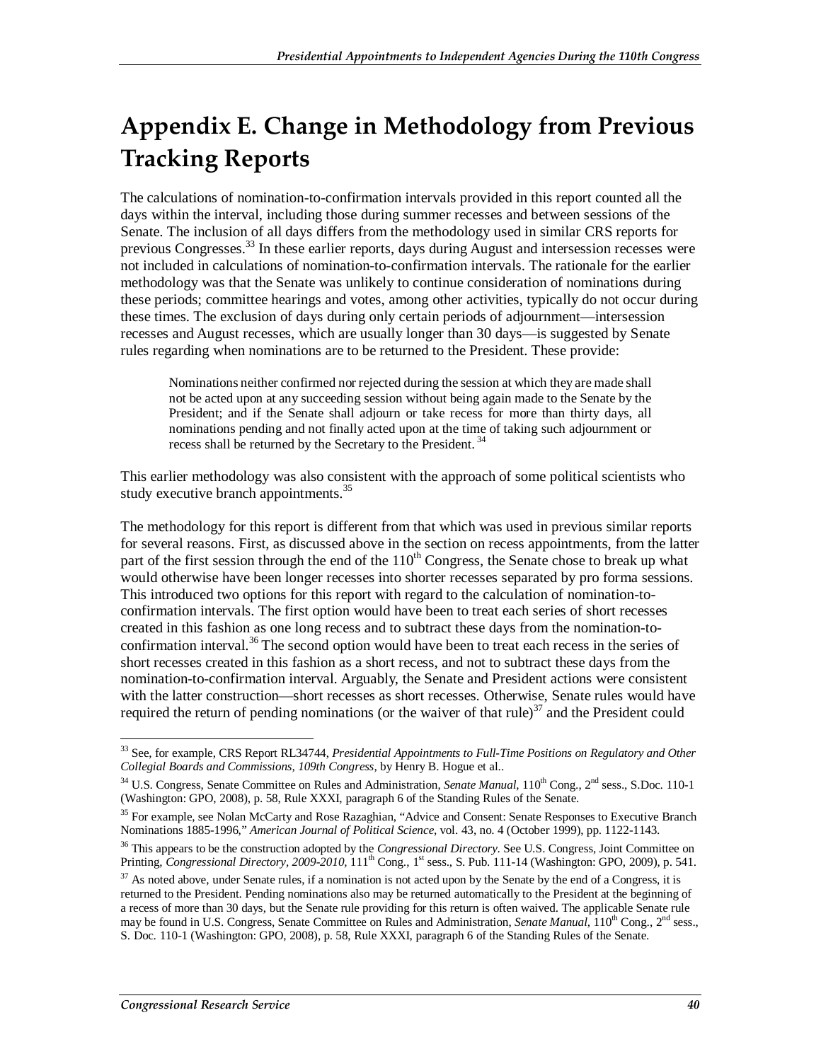# Appendix E. Change in Methodology from Previous Tracking Reports

The calculations of nomination-to-confirmation intervals provided in this report counted all the days within the interval, including those during summer recesses and between sessions of the Senate. The inclusion of all days differs from the methodology used in similar CRS reports for previous Congresses.[33] In these earlier reports, days during August and intersession recesses were not included in calculations of nomination-to-confirmation intervals. The rationale for the earlier methodology was that the Senate was unlikely to continue consideration of nominations during these periods; committee hearings and votes, among other activities, typically do not occur during these times. The exclusion of days during only certain periods of adjournment—intersession recesses and August recesses, which are usually longer than 30 days—is suggested by Senate rules regarding when nominations are to be returned to the President. These provide:

> Nominations neither confirmed nor rejected during the session at which they are made shall not be acted upon at any succeeding session without being again made to the Senate by the President; and if the Senate shall adjourn or take recess for more than thirty days, all nominations pending and not finally acted upon at the time of taking such adjournment or recess shall be returned by the Secretary to the President.[34]

This earlier methodology was also consistent with the approach of some political scientists who study executive branch appointments.[35]

The methodology for this report is different from that which was used in previous similar reports for several reasons. First, as discussed above in the section on recess appointments, from the latter part of the first session through the end of the 110th Congress, the Senate chose to break up what would otherwise have been longer recesses into shorter recesses separated by pro forma sessions. This introduced two options for this report with regard to the calculation of nomination-to-confirmation intervals. The first option would have been to treat each series of short recesses created in this fashion as one long recess and to subtract these days from the nomination-to-confirmation interval.[36] The second option would have been to treat each recess in the series of short recesses created in this fashion as a short recess, and not to subtract these days from the nomination-to-confirmation interval. Arguably, the Senate and President actions were consistent with the latter construction—short recesses as short recesses. Otherwise, Senate rules would have required the return of pending nominations (or the waiver of that rule)[37] and the President could

---

[33] See, for example, CRS Report RL34744, *Presidential Appointments to Full-Time Positions on Regulatory and Other Collegial Boards and Commissions, 109th Congress*, by Henry B. Hogue et al..

[34] U.S. Congress, Senate Committee on Rules and Administration, *Senate Manual*, 110th Cong., 2nd sess., S.Doc. 110-1 (Washington: GPO, 2008), p. 58, Rule XXXI, paragraph 6 of the Standing Rules of the Senate.

[35] For example, see Nolan McCarty and Rose Razaghian, "Advice and Consent: Senate Responses to Executive Branch Nominations 1885-1996," *American Journal of Political Science*, vol. 43, no. 4 (October 1999), pp. 1122-1143.

[36] This appears to be the construction adopted by the *Congressional Directory*. See U.S. Congress, Joint Committee on Printing, *Congressional Directory, 2009-2010*, 111th Cong., 1st sess., S. Pub. 111-14 (Washington: GPO, 2009), p. 541.

[37] As noted above, under Senate rules, if a nomination is not acted upon by the Senate by the end of a Congress, it is returned to the President. Pending nominations also may be returned automatically to the President at the beginning of a recess of more than 30 days, but the Senate rule providing for this return is often waived. The applicable Senate rule may be found in U.S. Congress, Senate Committee on Rules and Administration, *Senate Manual*, 110th Cong., 2nd sess., S. Doc. 110-1 (Washington: GPO, 2008), p. 58, Rule XXXI, paragraph 6 of the Standing Rules of the Senate.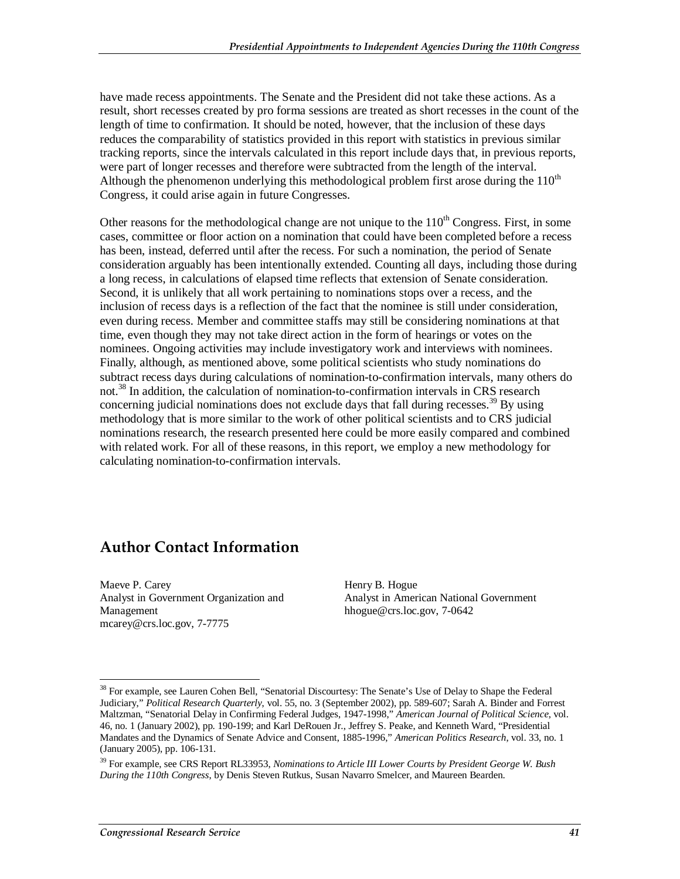have made recess appointments. The Senate and the President did not take these actions. As a result, short recesses created by pro forma sessions are treated as short recesses in the count of the length of time to confirmation. It should be noted, however, that the inclusion of these days reduces the comparability of statistics provided in this report with statistics in previous similar tracking reports, since the intervals calculated in this report include days that, in previous reports, were part of longer recesses and therefore were subtracted from the length of the interval. Although the phenomenon underlying this methodological problem first arose during the 110th Congress, it could arise again in future Congresses.

Other reasons for the methodological change are not unique to the 110th Congress. First, in some cases, committee or floor action on a nomination that could have been completed before a recess has been, instead, deferred until after the recess. For such a nomination, the period of Senate consideration arguably has been intentionally extended. Counting all days, including those during a long recess, in calculations of elapsed time reflects that extension of Senate consideration. Second, it is unlikely that all work pertaining to nominations stops over a recess, and the inclusion of recess days is a reflection of the fact that the nominee is still under consideration, even during recess. Member and committee staffs may still be considering nominations at that time, even though they may not take direct action in the form of hearings or votes on the nominees. Ongoing activities may include investigatory work and interviews with nominees. Finally, although, as mentioned above, some political scientists who study nominations do subtract recess days during calculations of nomination-to-confirmation intervals, many others do not.[38] In addition, the calculation of nomination-to-confirmation intervals in CRS research concerning judicial nominations does not exclude days that fall during recesses.[39] By using methodology that is more similar to the work of other political scientists and to CRS judicial nominations research, the research presented here could be more easily compared and combined with related work. For all of these reasons, in this report, we employ a new methodology for calculating nomination-to-confirmation intervals.

## Author Contact Information

Maeve P. Carey
Analyst in Government Organization and Management
mcarey@crs.loc.gov, 7-7775

Henry B. Hogue
Analyst in American National Government
hhogue@crs.loc.gov, 7-0642

---

[38] For example, see Lauren Cohen Bell, "Senatorial Discourtesy: The Senate's Use of Delay to Shape the Federal Judiciary," *Political Research Quarterly*, vol. 55, no. 3 (September 2002), pp. 589-607; Sarah A. Binder and Forrest Maltzman, "Senatorial Delay in Confirming Federal Judges, 1947-1998," *American Journal of Political Science*, vol. 46, no. 1 (January 2002), pp. 190-199; and Karl DeRouen Jr., Jeffrey S. Peake, and Kenneth Ward, "Presidential Mandates and the Dynamics of Senate Advice and Consent, 1885-1996," *American Politics Research*, vol. 33, no. 1 (January 2005), pp. 106-131.

[39] For example, see CRS Report RL33953, *Nominations to Article III Lower Courts by President George W. Bush During the 110th Congress*, by Denis Steven Rutkus, Susan Navarro Smelcer, and Maureen Bearden.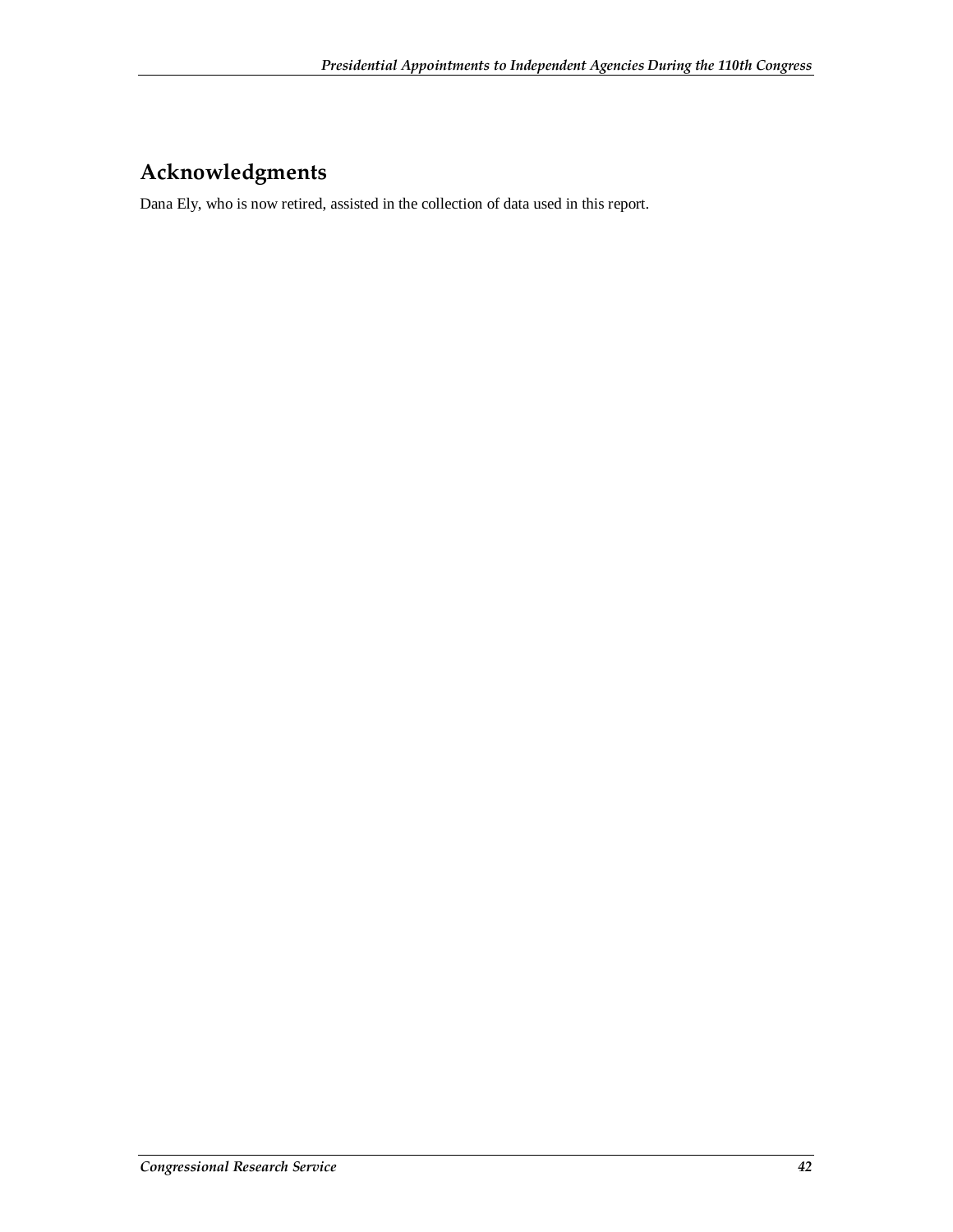## Acknowledgments

Dana Ely, who is now retired, assisted in the collection of data used in this report.